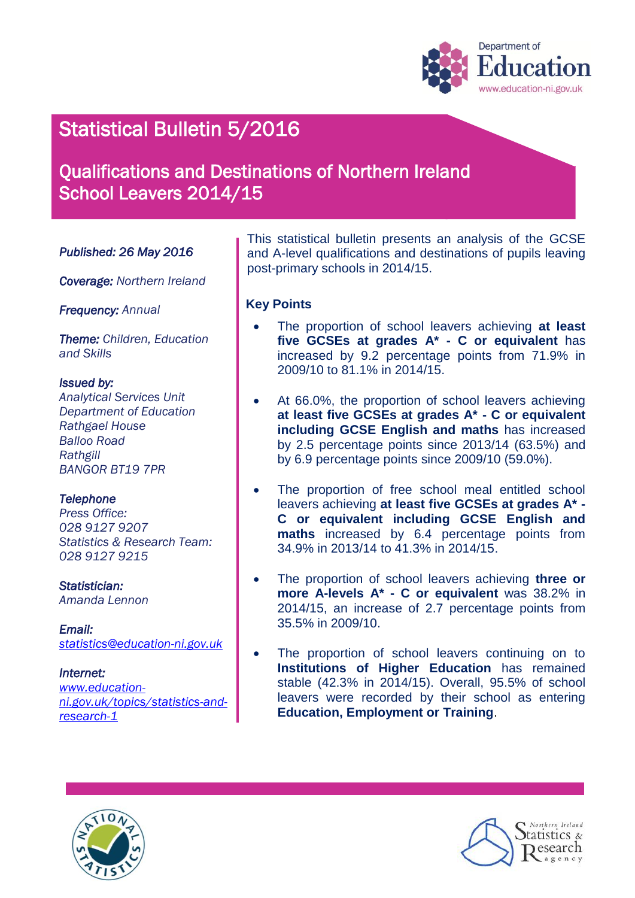Department of Education
www.education-ni.gov.uk

# Statistical Bulletin 5/2016

## Qualifications and Destinations of Northern Ireland School Leavers 2014/15

***Published:*** *26 May 2016*

***Coverage:*** *Northern Ireland*

***Frequency:*** *Annual*

***Theme:*** *Children, Education and Skills*

***Issued by:***
*Analytical Services Unit*
*Department of Education*
*Rathgael House*
*Balloo Road*
*Rathgill*
*BANGOR BT19 7PR*

***Telephone***
*Press Office:*
*028 9127 9207*
*Statistics & Research Team:*
*028 9127 9215*

***Statistician:***
*Amanda Lennon*

***Email:***
*statistics@education-ni.gov.uk*

***Internet:***
*www.education-ni.gov.uk/topics/statistics-and-research-1*

This statistical bulletin presents an analysis of the GCSE and A-level qualifications and destinations of pupils leaving post-primary schools in 2014/15.

### Key Points

- The proportion of school leavers achieving **at least five GCSEs at grades A* - C or equivalent** has increased by 9.2 percentage points from 71.9% in 2009/10 to 81.1% in 2014/15.

- At 66.0%, the proportion of school leavers achieving **at least five GCSEs at grades A* - C or equivalent including GCSE English and maths** has increased by 2.5 percentage points since 2013/14 (63.5%) and by 6.9 percentage points since 2009/10 (59.0%).

- The proportion of free school meal entitled school leavers achieving **at least five GCSEs at grades A* - C or equivalent including GCSE English and maths** increased by 6.4 percentage points from 34.9% in 2013/14 to 41.3% in 2014/15.

- The proportion of school leavers achieving **three or more A-levels A* - C or equivalent** was 38.2% in 2014/15, an increase of 2.7 percentage points from 35.5% in 2009/10.

- The proportion of school leavers continuing on to **Institutions of Higher Education** has remained stable (42.3% in 2014/15). Overall, 95.5% of school leavers were recorded by their school as entering **Education, Employment or Training**.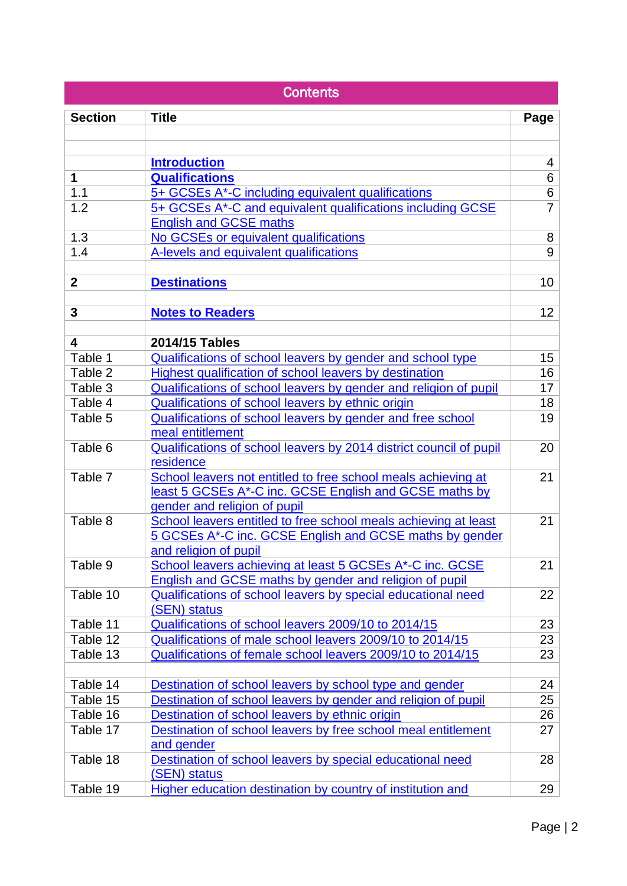## Contents

| Section | Title | Page |
|---|---|---|
| | | |
| | | |
| | **Introduction** | 4 |
| **1** | **Qualifications** | 6 |
| 1.1 | 5+ GCSEs A*-C including equivalent qualifications | 6 |
| 1.2 | 5+ GCSEs A*-C and equivalent qualifications including GCSE English and GCSE maths | 7 |
| 1.3 | No GCSEs or equivalent qualifications | 8 |
| 1.4 | A-levels and equivalent qualifications | 9 |
| | | |
| **2** | **Destinations** | 10 |
| | | |
| **3** | **Notes to Readers** | 12 |
| | | |
| **4** | **2014/15 Tables** | |
| Table 1 | Qualifications of school leavers by gender and school type | 15 |
| Table 2 | Highest qualification of school leavers by destination | 16 |
| Table 3 | Qualifications of school leavers by gender and religion of pupil | 17 |
| Table 4 | Qualifications of school leavers by ethnic origin | 18 |
| Table 5 | Qualifications of school leavers by gender and free school meal entitlement | 19 |
| Table 6 | Qualifications of school leavers by 2014 district council of pupil residence | 20 |
| Table 7 | School leavers not entitled to free school meals achieving at least 5 GCSEs A*-C inc. GCSE English and GCSE maths by gender and religion of pupil | 21 |
| Table 8 | School leavers entitled to free school meals achieving at least 5 GCSEs A*-C inc. GCSE English and GCSE maths by gender and religion of pupil | 21 |
| Table 9 | School leavers achieving at least 5 GCSEs A*-C inc. GCSE English and GCSE maths by gender and religion of pupil | 21 |
| Table 10 | Qualifications of school leavers by special educational need (SEN) status | 22 |
| Table 11 | Qualifications of school leavers 2009/10 to 2014/15 | 23 |
| Table 12 | Qualifications of male school leavers 2009/10 to 2014/15 | 23 |
| Table 13 | Qualifications of female school leavers 2009/10 to 2014/15 | 23 |
| | | |
| Table 14 | Destination of school leavers by school type and gender | 24 |
| Table 15 | Destination of school leavers by gender and religion of pupil | 25 |
| Table 16 | Destination of school leavers by ethnic origin | 26 |
| Table 17 | Destination of school leavers by free school meal entitlement and gender | 27 |
| Table 18 | Destination of school leavers by special educational need (SEN) status | 28 |
| Table 19 | Higher education destination by country of institution and | 29 |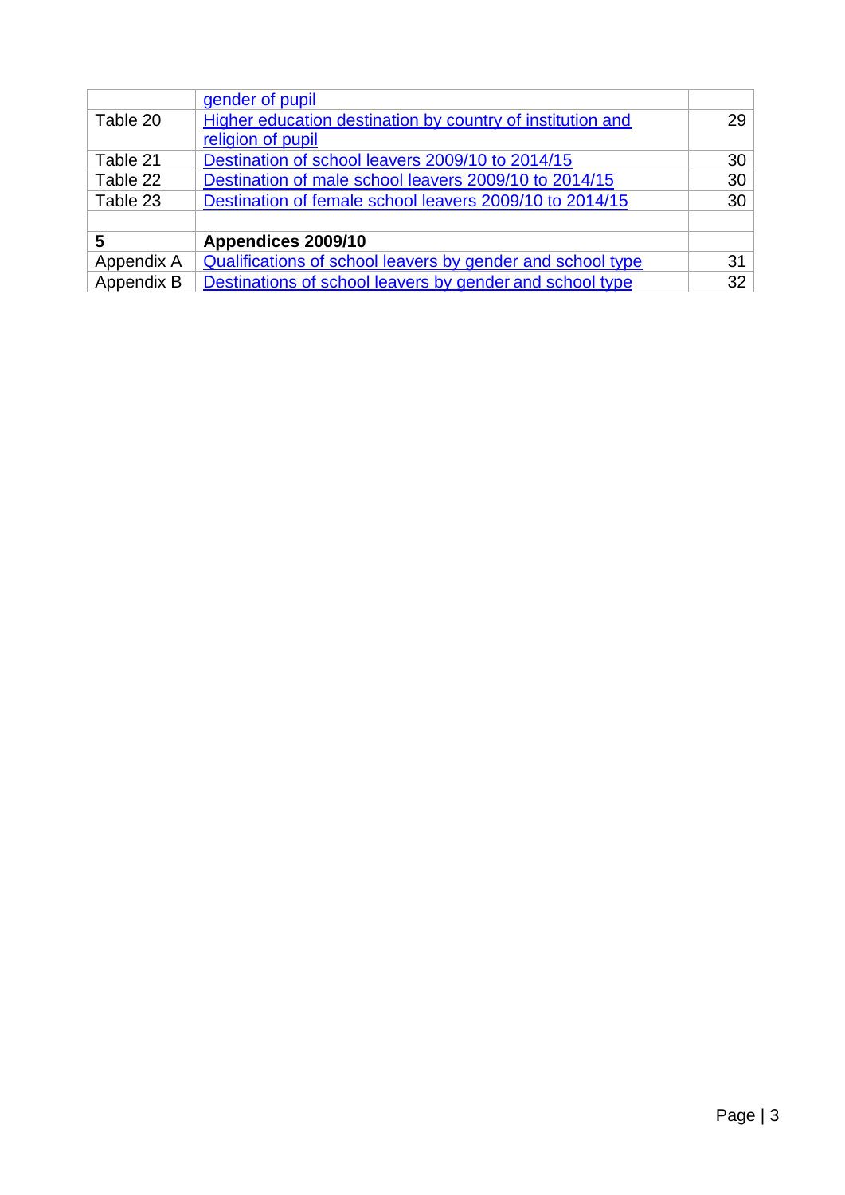| | | |
|---|---|---|
| | gender of pupil | |
| Table 20 | Higher education destination by country of institution and religion of pupil | 29 |
| Table 21 | Destination of school leavers 2009/10 to 2014/15 | 30 |
| Table 22 | Destination of male school leavers 2009/10 to 2014/15 | 30 |
| Table 23 | Destination of female school leavers 2009/10 to 2014/15 | 30 |
| | | |
| **5** | **Appendices 2009/10** | |
| Appendix A | Qualifications of school leavers by gender and school type | 31 |
| Appendix B | Destinations of school leavers by gender and school type | 32 |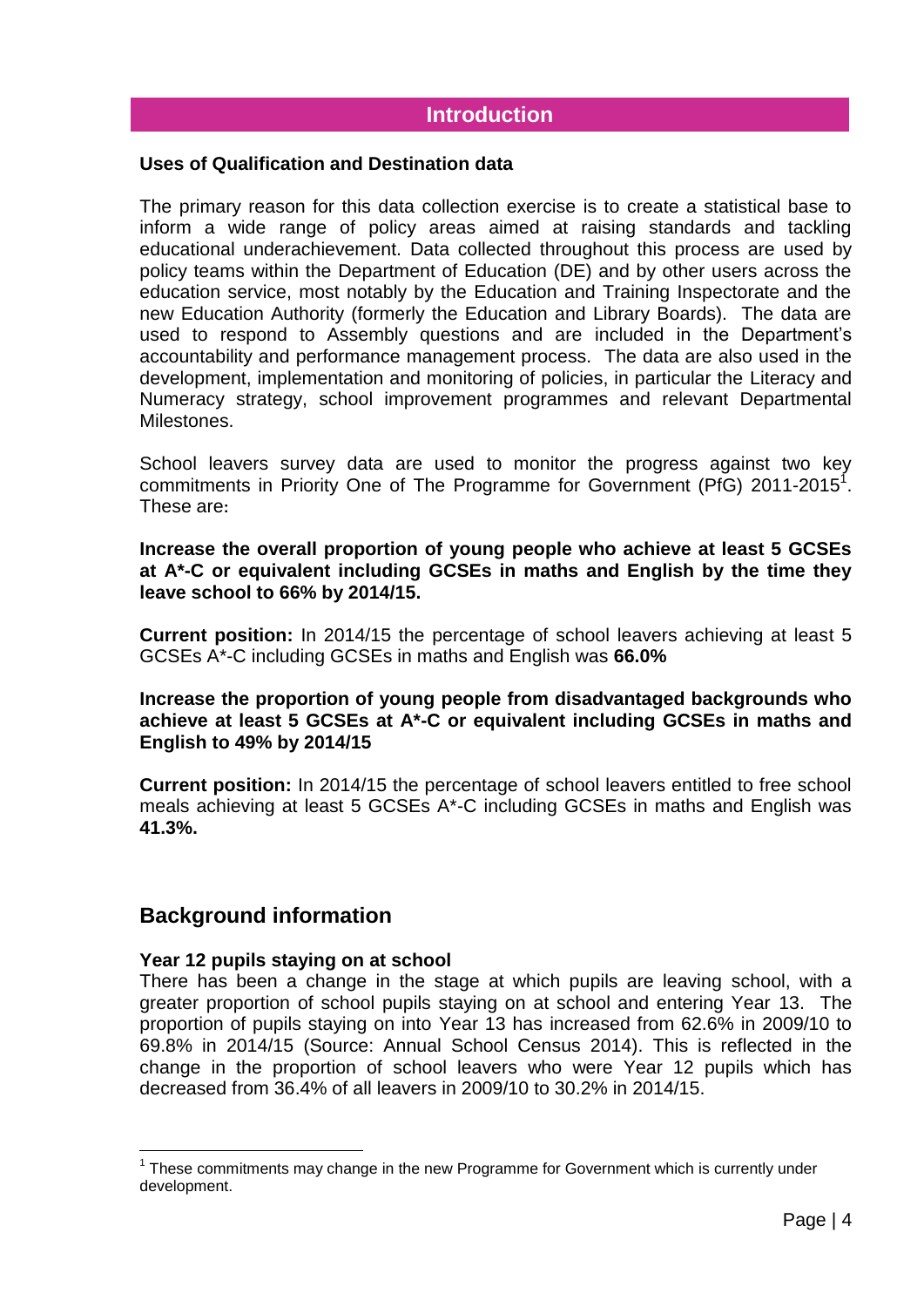## Introduction

**Uses of Qualification and Destination data**

The primary reason for this data collection exercise is to create a statistical base to inform a wide range of policy areas aimed at raising standards and tackling educational underachievement. Data collected throughout this process are used by policy teams within the Department of Education (DE) and by other users across the education service, most notably by the Education and Training Inspectorate and the new Education Authority (formerly the Education and Library Boards). The data are used to respond to Assembly questions and are included in the Department's accountability and performance management process. The data are also used in the development, implementation and monitoring of policies, in particular the Literacy and Numeracy strategy, school improvement programmes and relevant Departmental Milestones.

School leavers survey data are used to monitor the progress against two key commitments in Priority One of The Programme for Government (PfG) 2011-2015[1]. These are:

**Increase the overall proportion of young people who achieve at least 5 GCSEs at A*-C or equivalent including GCSEs in maths and English by the time they leave school to 66% by 2014/15.**

**Current position:** In 2014/15 the percentage of school leavers achieving at least 5 GCSEs A*-C including GCSEs in maths and English was **66.0%**

**Increase the proportion of young people from disadvantaged backgrounds who achieve at least 5 GCSEs at A*-C or equivalent including GCSEs in maths and English to 49% by 2014/15**

**Current position:** In 2014/15 the percentage of school leavers entitled to free school meals achieving at least 5 GCSEs A*-C including GCSEs in maths and English was **41.3%.**

## Background information

**Year 12 pupils staying on at school**

There has been a change in the stage at which pupils are leaving school, with a greater proportion of school pupils staying on at school and entering Year 13. The proportion of pupils staying on into Year 13 has increased from 62.6% in 2009/10 to 69.8% in 2014/15 (Source: Annual School Census 2014). This is reflected in the change in the proportion of school leavers who were Year 12 pupils which has decreased from 36.4% of all leavers in 2009/10 to 30.2% in 2014/15.

[1] These commitments may change in the new Programme for Government which is currently under development.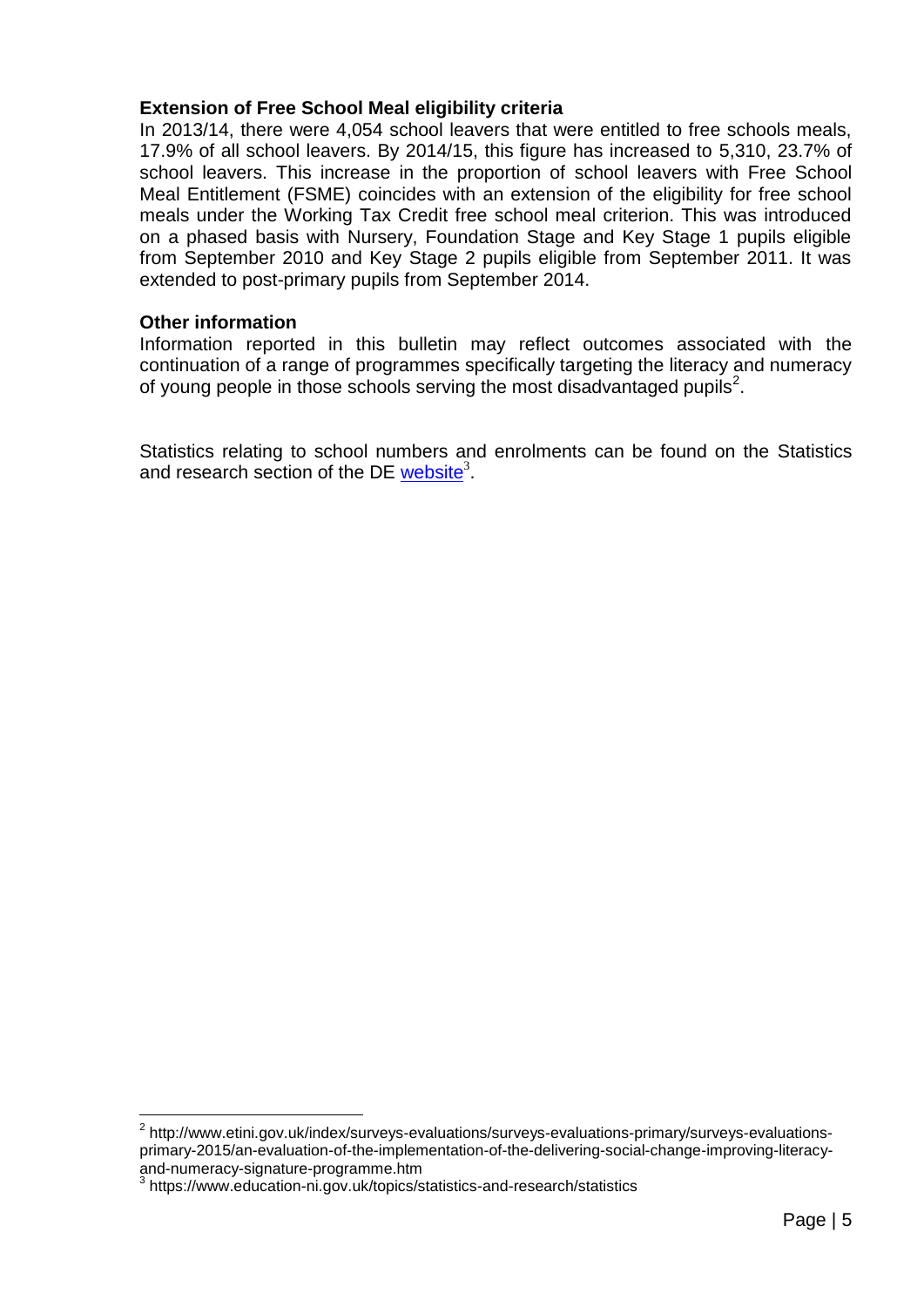**Extension of Free School Meal eligibility criteria**

In 2013/14, there were 4,054 school leavers that were entitled to free schools meals, 17.9% of all school leavers. By 2014/15, this figure has increased to 5,310, 23.7% of school leavers. This increase in the proportion of school leavers with Free School Meal Entitlement (FSME) coincides with an extension of the eligibility for free school meals under the Working Tax Credit free school meal criterion. This was introduced on a phased basis with Nursery, Foundation Stage and Key Stage 1 pupils eligible from September 2010 and Key Stage 2 pupils eligible from September 2011. It was extended to post-primary pupils from September 2014.

**Other information**

Information reported in this bulletin may reflect outcomes associated with the continuation of a range of programmes specifically targeting the literacy and numeracy of young people in those schools serving the most disadvantaged pupils[2].

Statistics relating to school numbers and enrolments can be found on the Statistics and research section of the DE [website](https://www.education-ni.gov.uk/topics/statistics-and-research/statistics)[3].

---

[2] http://www.etini.gov.uk/index/surveys-evaluations/surveys-evaluations-primary/surveys-evaluations-primary-2015/an-evaluation-of-the-implementation-of-the-delivering-social-change-improving-literacy-and-numeracy-signature-programme.htm

[3] https://www.education-ni.gov.uk/topics/statistics-and-research/statistics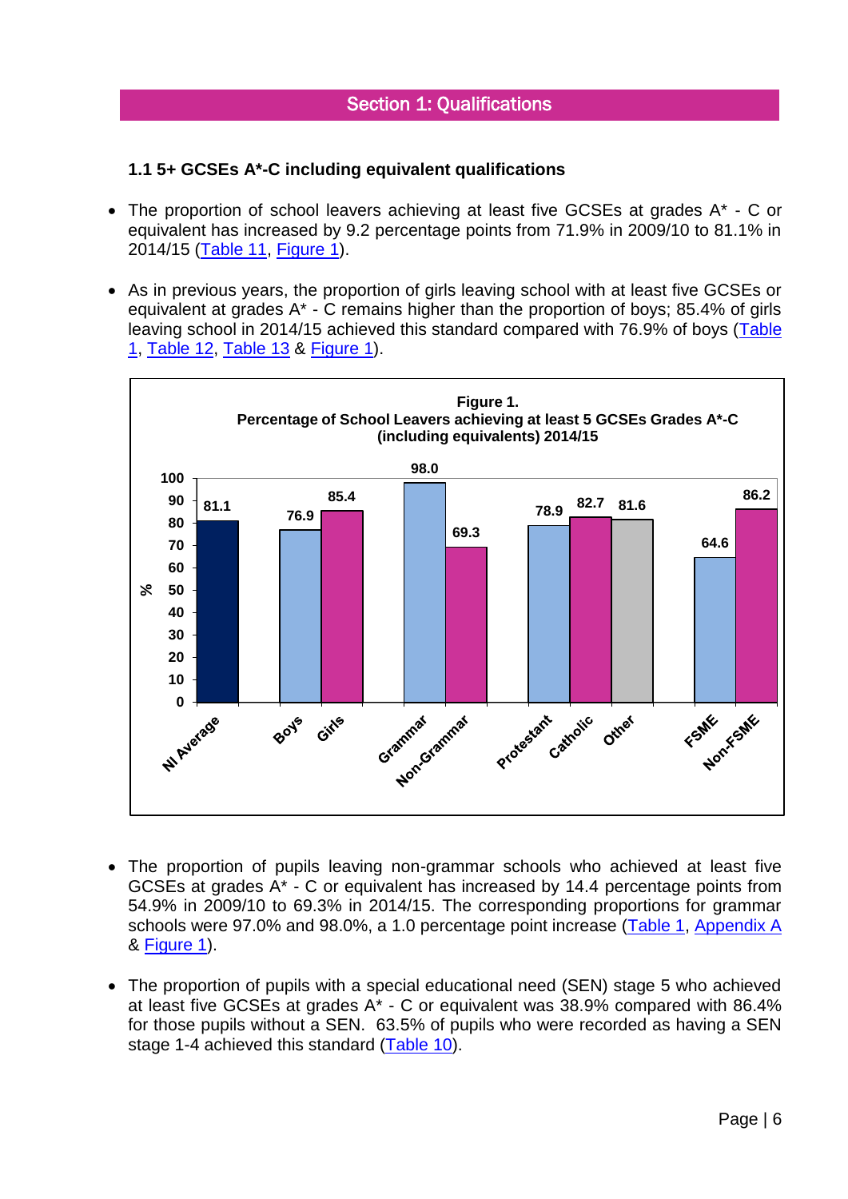## Section 1: Qualifications

### 1.1 5+ GCSEs A*-C including equivalent qualifications

- The proportion of school leavers achieving at least five GCSEs at grades A* - C or equivalent has increased by 9.2 percentage points from 71.9% in 2009/10 to 81.1% in 2014/15 (Table 11, Figure 1).
- As in previous years, the proportion of girls leaving school with at least five GCSEs or equivalent at grades A* - C remains higher than the proportion of boys; 85.4% of girls leaving school in 2014/15 achieved this standard compared with 76.9% of boys (Table 1, Table 12, Table 13 & Figure 1).

**Figure 1.**
**Percentage of School Leavers achieving at least 5 GCSEs Grades A*-C (including equivalents) 2014/15**

| Category | % |
|---|---|
| NI Average | 81.1 |
| Boys | 76.9 |
| Girls | 85.4 |
| Grammar | 98.0 |
| Non-Grammar | 69.3 |
| Protestant | 78.9 |
| Catholic | 82.7 |
| Other | 81.6 |
| FSME | 64.6 |
| Non-FSME | 86.2 |

- The proportion of pupils leaving non-grammar schools who achieved at least five GCSEs at grades A* - C or equivalent has increased by 14.4 percentage points from 54.9% in 2009/10 to 69.3% in 2014/15. The corresponding proportions for grammar schools were 97.0% and 98.0%, a 1.0 percentage point increase (Table 1, Appendix A & Figure 1).
- The proportion of pupils with a special educational need (SEN) stage 5 who achieved at least five GCSEs at grades A* - C or equivalent was 38.9% compared with 86.4% for those pupils without a SEN. 63.5% of pupils who were recorded as having a SEN stage 1-4 achieved this standard (Table 10).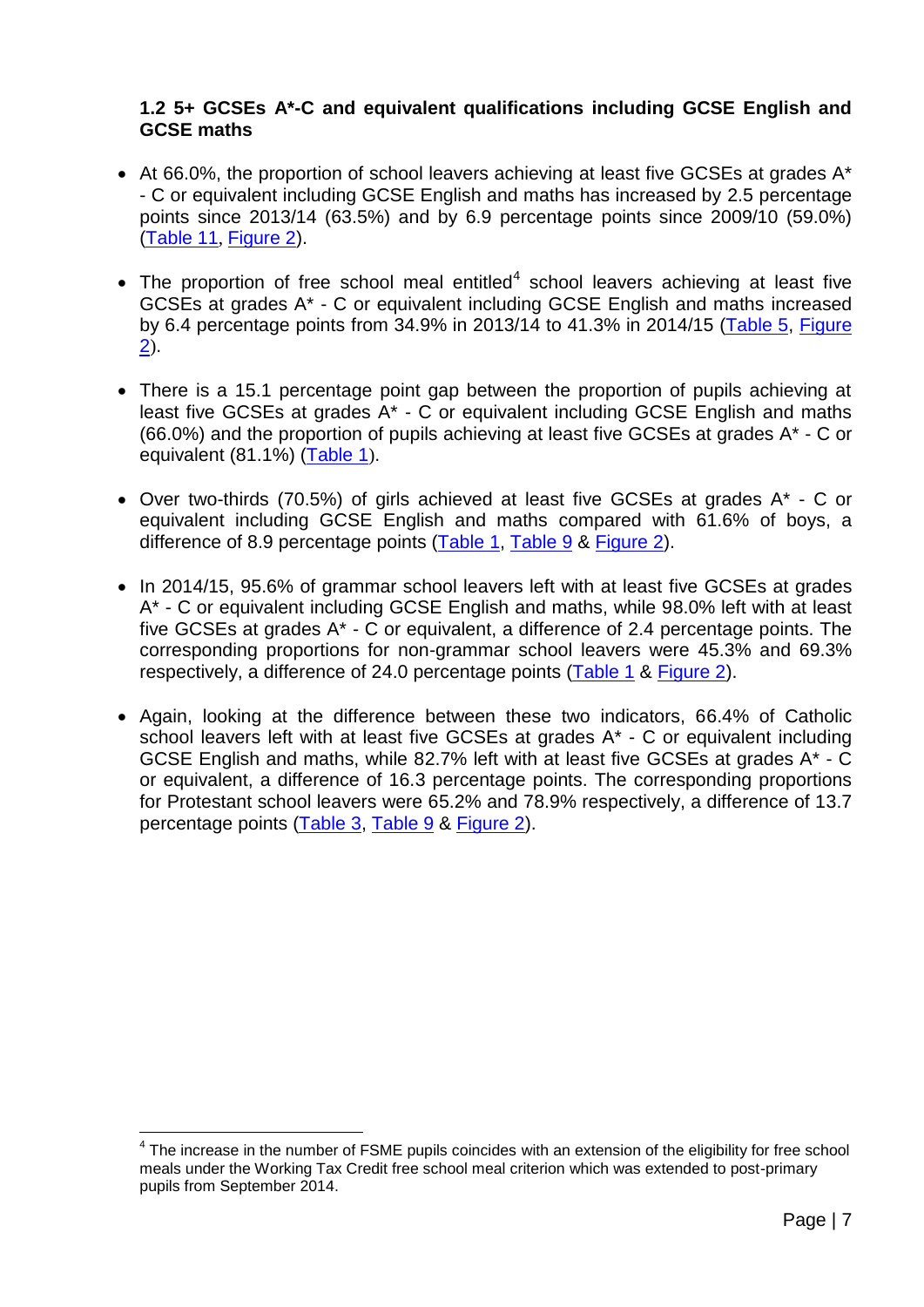### 1.2 5+ GCSEs A*-C and equivalent qualifications including GCSE English and GCSE maths

- At 66.0%, the proportion of school leavers achieving at least five GCSEs at grades A* - C or equivalent including GCSE English and maths has increased by 2.5 percentage points since 2013/14 (63.5%) and by 6.9 percentage points since 2009/10 (59.0%) (Table 11, Figure 2).

- The proportion of free school meal entitled[4] school leavers achieving at least five GCSEs at grades A* - C or equivalent including GCSE English and maths increased by 6.4 percentage points from 34.9% in 2013/14 to 41.3% in 2014/15 (Table 5, Figure 2).

- There is a 15.1 percentage point gap between the proportion of pupils achieving at least five GCSEs at grades A* - C or equivalent including GCSE English and maths (66.0%) and the proportion of pupils achieving at least five GCSEs at grades A* - C or equivalent (81.1%) (Table 1).

- Over two-thirds (70.5%) of girls achieved at least five GCSEs at grades A* - C or equivalent including GCSE English and maths compared with 61.6% of boys, a difference of 8.9 percentage points (Table 1, Table 9 & Figure 2).

- In 2014/15, 95.6% of grammar school leavers left with at least five GCSEs at grades A* - C or equivalent including GCSE English and maths, while 98.0% left with at least five GCSEs at grades A* - C or equivalent, a difference of 2.4 percentage points. The corresponding proportions for non-grammar school leavers were 45.3% and 69.3% respectively, a difference of 24.0 percentage points (Table 1 & Figure 2).

- Again, looking at the difference between these two indicators, 66.4% of Catholic school leavers left with at least five GCSEs at grades A* - C or equivalent including GCSE English and maths, while 82.7% left with at least five GCSEs at grades A* - C or equivalent, a difference of 16.3 percentage points. The corresponding proportions for Protestant school leavers were 65.2% and 78.9% respectively, a difference of 13.7 percentage points (Table 3, Table 9 & Figure 2).

[4] The increase in the number of FSME pupils coincides with an extension of the eligibility for free school meals under the Working Tax Credit free school meal criterion which was extended to post-primary pupils from September 2014.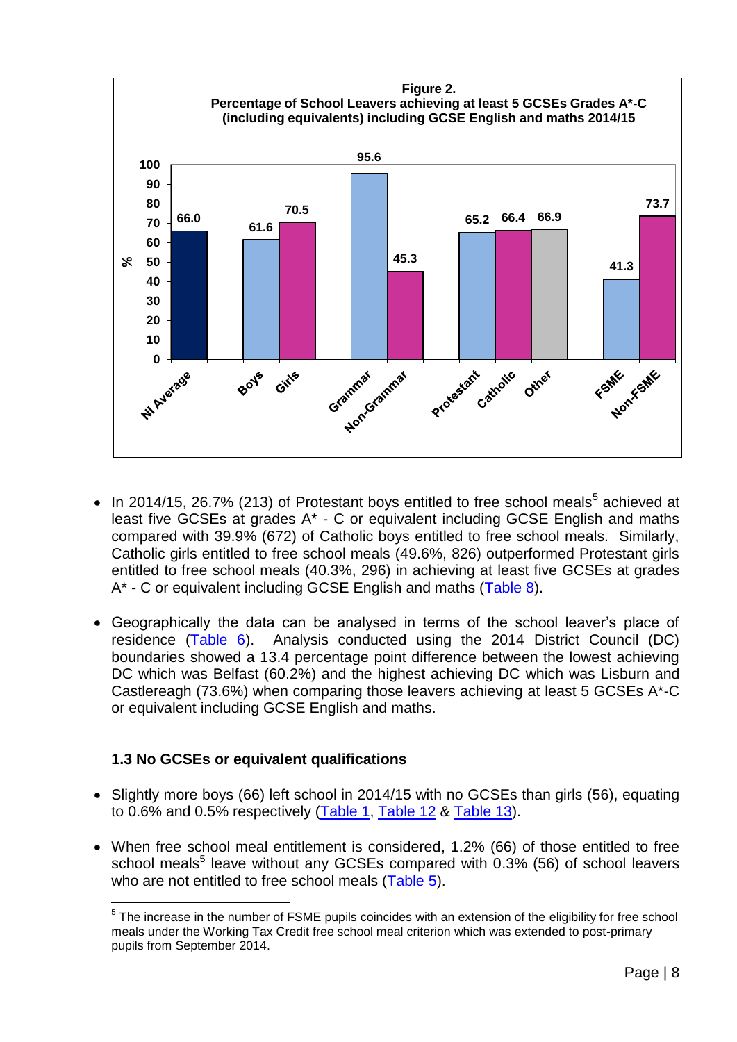**Figure 2.**
**Percentage of School Leavers achieving at least 5 GCSEs Grades A*-C (including equivalents) including GCSE English and maths 2014/15**

| Category | % |
|---|---|
| NI Average | 66.0 |
| Boys | 61.6 |
| Girls | 70.5 |
| Grammar | 95.6 |
| Non-Grammar | 45.3 |
| Protestant | 65.2 |
| Catholic | 66.4 |
| Other | 66.9 |
| FSME | 41.3 |
| Non-FSME | 73.7 |

- In 2014/15, 26.7% (213) of Protestant boys entitled to free school meals[5] achieved at least five GCSEs at grades A* - C or equivalent including GCSE English and maths compared with 39.9% (672) of Catholic boys entitled to free school meals. Similarly, Catholic girls entitled to free school meals (49.6%, 826) outperformed Protestant girls entitled to free school meals (40.3%, 296) in achieving at least five GCSEs at grades A* - C or equivalent including GCSE English and maths (Table 8).

- Geographically the data can be analysed in terms of the school leaver's place of residence (Table 6). Analysis conducted using the 2014 District Council (DC) boundaries showed a 13.4 percentage point difference between the lowest achieving DC which was Belfast (60.2%) and the highest achieving DC which was Lisburn and Castlereagh (73.6%) when comparing those leavers achieving at least 5 GCSEs A*-C or equivalent including GCSE English and maths.

### 1.3 No GCSEs or equivalent qualifications

- Slightly more boys (66) left school in 2014/15 with no GCSEs than girls (56), equating to 0.6% and 0.5% respectively (Table 1, Table 12 & Table 13).

- When free school meal entitlement is considered, 1.2% (66) of those entitled to free school meals[5] leave without any GCSEs compared with 0.3% (56) of school leavers who are not entitled to free school meals (Table 5).

---

[5] The increase in the number of FSME pupils coincides with an extension of the eligibility for free school meals under the Working Tax Credit free school meal criterion which was extended to post-primary pupils from September 2014.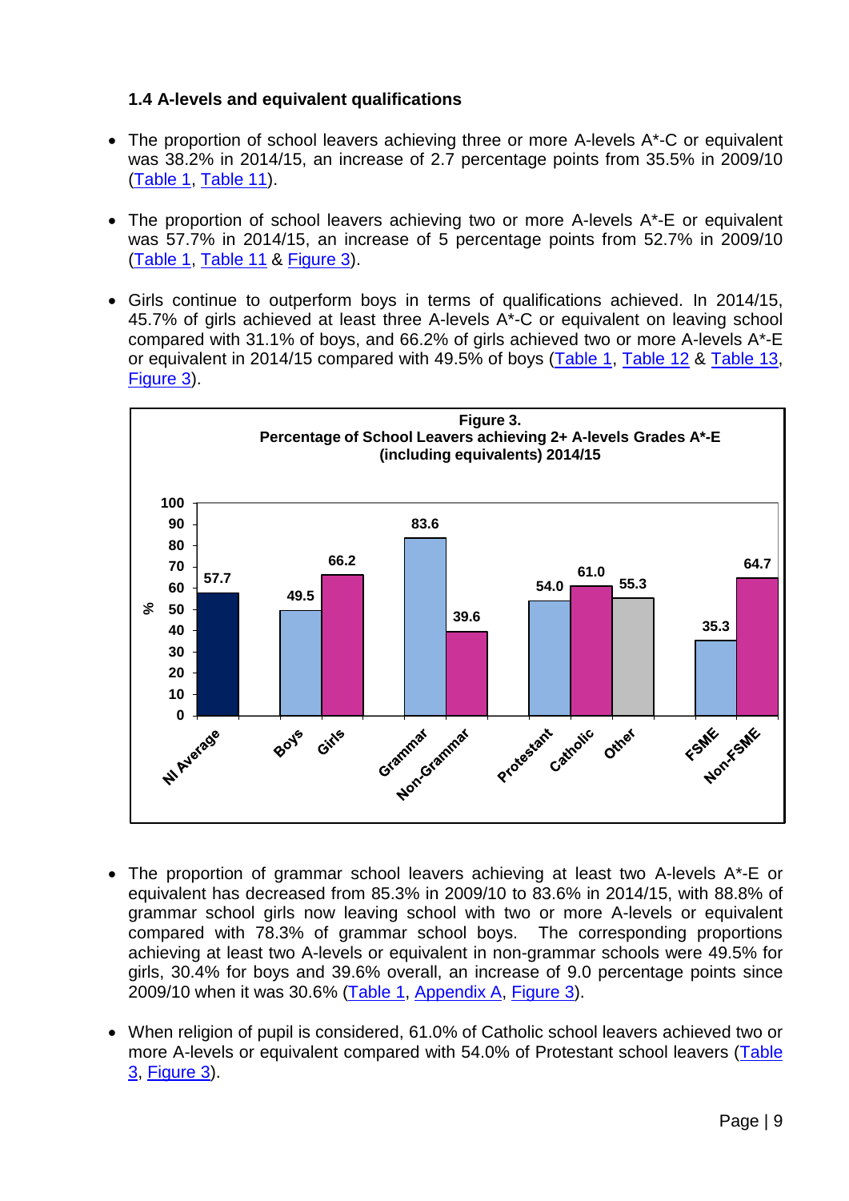### 1.4 A-levels and equivalent qualifications

- The proportion of school leavers achieving three or more A-levels A*-C or equivalent was 38.2% in 2014/15, an increase of 2.7 percentage points from 35.5% in 2009/10 (Table 1, Table 11).

- The proportion of school leavers achieving two or more A-levels A*-E or equivalent was 57.7% in 2014/15, an increase of 5 percentage points from 52.7% in 2009/10 (Table 1, Table 11 & Figure 3).

- Girls continue to outperform boys in terms of qualifications achieved. In 2014/15, 45.7% of girls achieved at least three A-levels A*-C or equivalent on leaving school compared with 31.1% of boys, and 66.2% of girls achieved two or more A-levels A*-E or equivalent in 2014/15 compared with 49.5% of boys (Table 1, Table 12 & Table 13, Figure 3).

**Figure 3.**
**Percentage of School Leavers achieving 2+ A-levels Grades A*-E (including equivalents) 2014/15**

| Category | % |
|---|---|
| NI Average | 57.7 |
| Boys | 49.5 |
| Girls | 66.2 |
| Grammar | 83.6 |
| Non-Grammar | 39.6 |
| Protestant | 54.0 |
| Catholic | 61.0 |
| Other | 55.3 |
| FSME | 35.3 |
| Non-FSME | 64.7 |

- The proportion of grammar school leavers achieving at least two A-levels A*-E or equivalent has decreased from 85.3% in 2009/10 to 83.6% in 2014/15, with 88.8% of grammar school girls now leaving school with two or more A-levels or equivalent compared with 78.3% of grammar school boys. The corresponding proportions achieving at least two A-levels or equivalent in non-grammar schools were 49.5% for girls, 30.4% for boys and 39.6% overall, an increase of 9.0 percentage points since 2009/10 when it was 30.6% (Table 1, Appendix A, Figure 3).

- When religion of pupil is considered, 61.0% of Catholic school leavers achieved two or more A-levels or equivalent compared with 54.0% of Protestant school leavers (Table 3, Figure 3).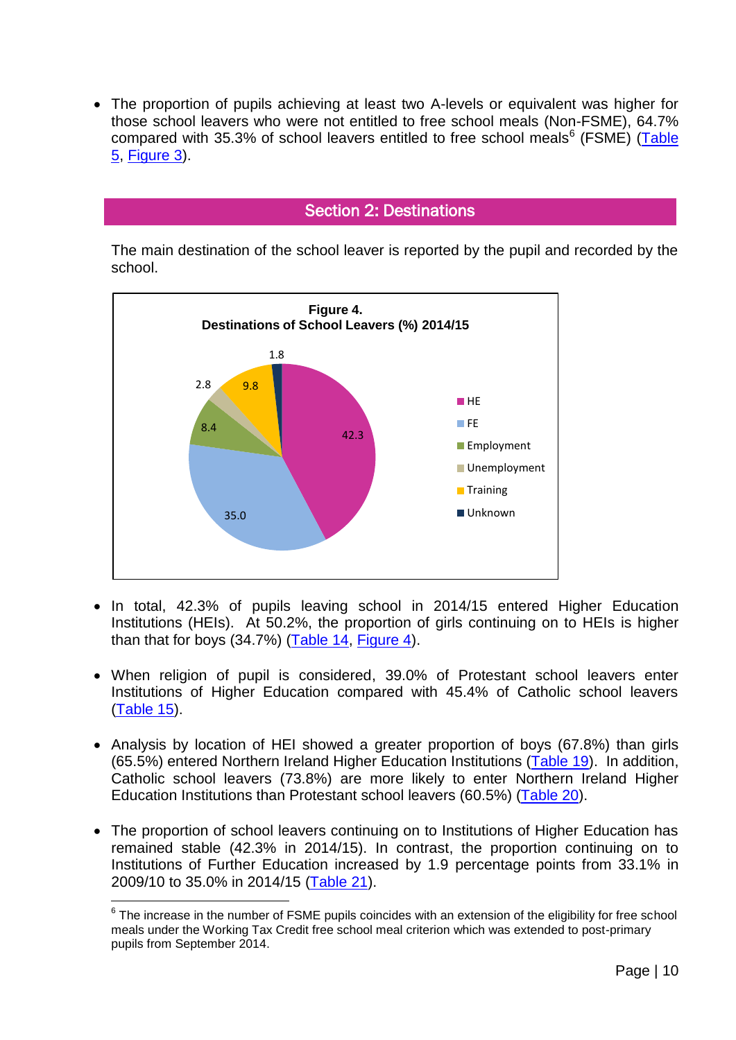- The proportion of pupils achieving at least two A-levels or equivalent was higher for those school leavers who were not entitled to free school meals (Non-FSME), 64.7% compared with 35.3% of school leavers entitled to free school meals[6] (FSME) (Table 5, Figure 3).

## Section 2: Destinations

The main destination of the school leaver is reported by the pupil and recorded by the school.

**Figure 4.**
**Destinations of School Leavers (%) 2014/15**

| Destination | % |
|---|---|
| HE | 42.3 |
| FE | 35.0 |
| Employment | 8.4 |
| Unemployment | 2.8 |
| Training | 9.8 |
| Unknown | 1.8 |

- In total, 42.3% of pupils leaving school in 2014/15 entered Higher Education Institutions (HEIs). At 50.2%, the proportion of girls continuing on to HEIs is higher than that for boys (34.7%) (Table 14, Figure 4).

- When religion of pupil is considered, 39.0% of Protestant school leavers enter Institutions of Higher Education compared with 45.4% of Catholic school leavers (Table 15).

- Analysis by location of HEI showed a greater proportion of boys (67.8%) than girls (65.5%) entered Northern Ireland Higher Education Institutions (Table 19). In addition, Catholic school leavers (73.8%) are more likely to enter Northern Ireland Higher Education Institutions than Protestant school leavers (60.5%) (Table 20).

- The proportion of school leavers continuing on to Institutions of Higher Education has remained stable (42.3% in 2014/15). In contrast, the proportion continuing on to Institutions of Further Education increased by 1.9 percentage points from 33.1% in 2009/10 to 35.0% in 2014/15 (Table 21).

---

[6] The increase in the number of FSME pupils coincides with an extension of the eligibility for free school meals under the Working Tax Credit free school meal criterion which was extended to post-primary pupils from September 2014.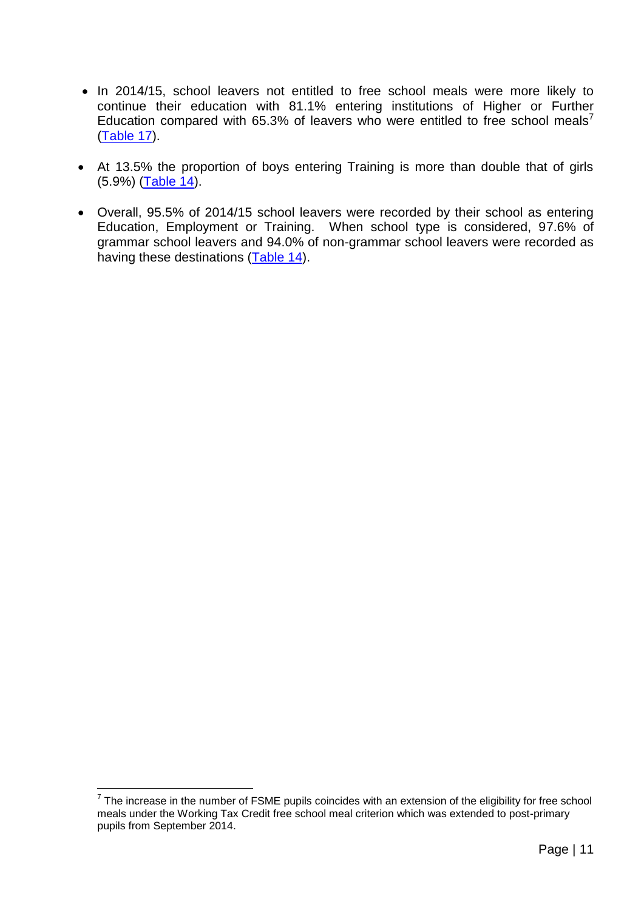- In 2014/15, school leavers not entitled to free school meals were more likely to continue their education with 81.1% entering institutions of Higher or Further Education compared with 65.3% of leavers who were entitled to free school meals[7] (Table 17).

- At 13.5% the proportion of boys entering Training is more than double that of girls (5.9%) (Table 14).

- Overall, 95.5% of 2014/15 school leavers were recorded by their school as entering Education, Employment or Training. When school type is considered, 97.6% of grammar school leavers and 94.0% of non-grammar school leavers were recorded as having these destinations (Table 14).

[7] The increase in the number of FSME pupils coincides with an extension of the eligibility for free school meals under the Working Tax Credit free school meal criterion which was extended to post-primary pupils from September 2014.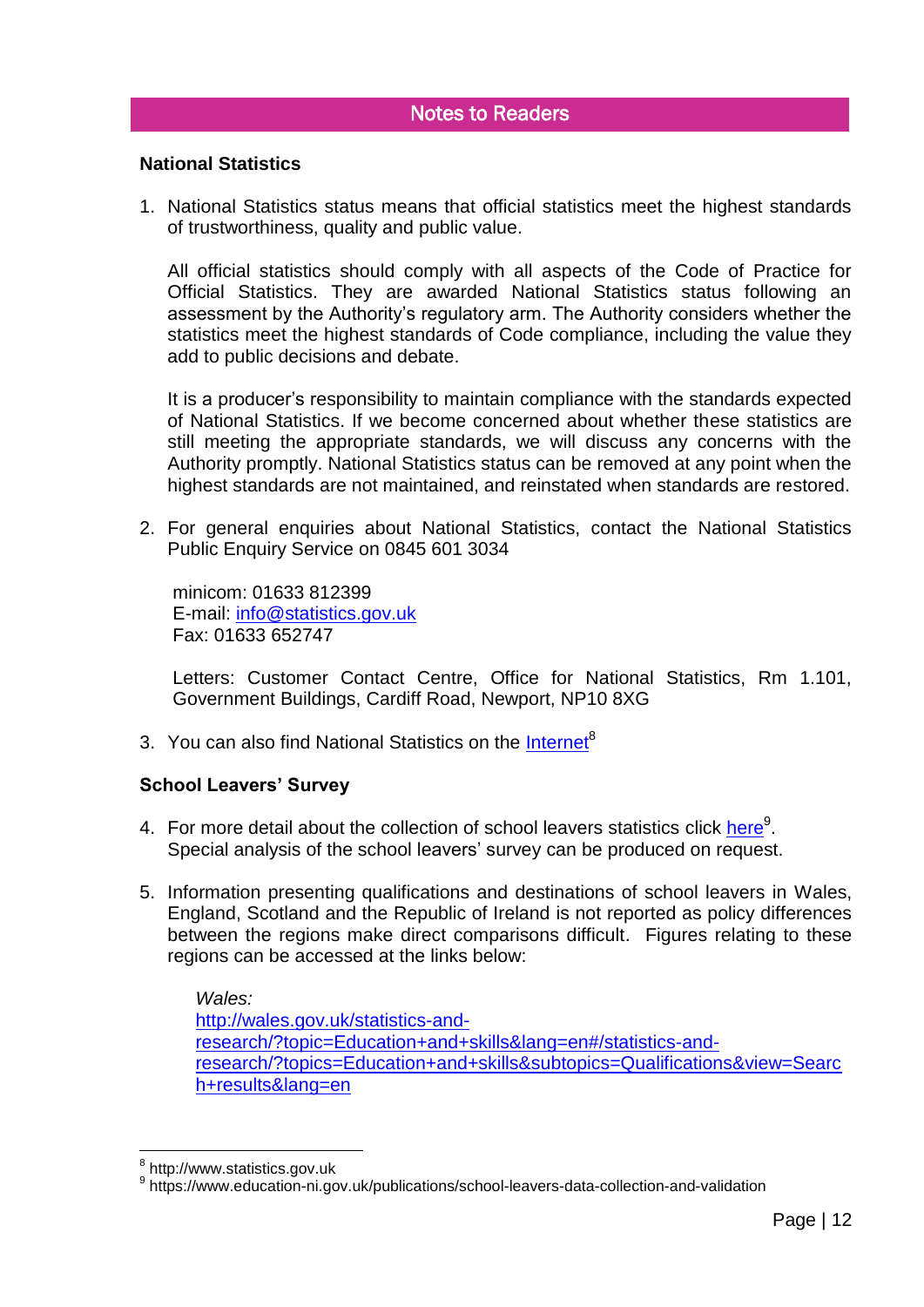## Notes to Readers

### National Statistics

1. National Statistics status means that official statistics meet the highest standards of trustworthiness, quality and public value.

   All official statistics should comply with all aspects of the Code of Practice for Official Statistics. They are awarded National Statistics status following an assessment by the Authority's regulatory arm. The Authority considers whether the statistics meet the highest standards of Code compliance, including the value they add to public decisions and debate.

   It is a producer's responsibility to maintain compliance with the standards expected of National Statistics. If we become concerned about whether these statistics are still meeting the appropriate standards, we will discuss any concerns with the Authority promptly. National Statistics status can be removed at any point when the highest standards are not maintained, and reinstated when standards are restored.

2. For general enquiries about National Statistics, contact the National Statistics Public Enquiry Service on 0845 601 3034

   minicom: 01633 812399
   E-mail: info@statistics.gov.uk
   Fax: 01633 652747

   Letters: Customer Contact Centre, Office for National Statistics, Rm 1.101, Government Buildings, Cardiff Road, Newport, NP10 8XG

3. You can also find National Statistics on the Internet[8]

### School Leavers' Survey

4. For more detail about the collection of school leavers statistics click here[9]. Special analysis of the school leavers' survey can be produced on request.

5. Information presenting qualifications and destinations of school leavers in Wales, England, Scotland and the Republic of Ireland is not reported as policy differences between the regions make direct comparisons difficult. Figures relating to these regions can be accessed at the links below:

   *Wales:*
   http://wales.gov.uk/statistics-and-research/?topic=Education+and+skills&lang=en#/statistics-and-research/?topics=Education+and+skills&subtopics=Qualifications&view=Search+results&lang=en

---

[8] http://www.statistics.gov.uk
[9] https://www.education-ni.gov.uk/publications/school-leavers-data-collection-and-validation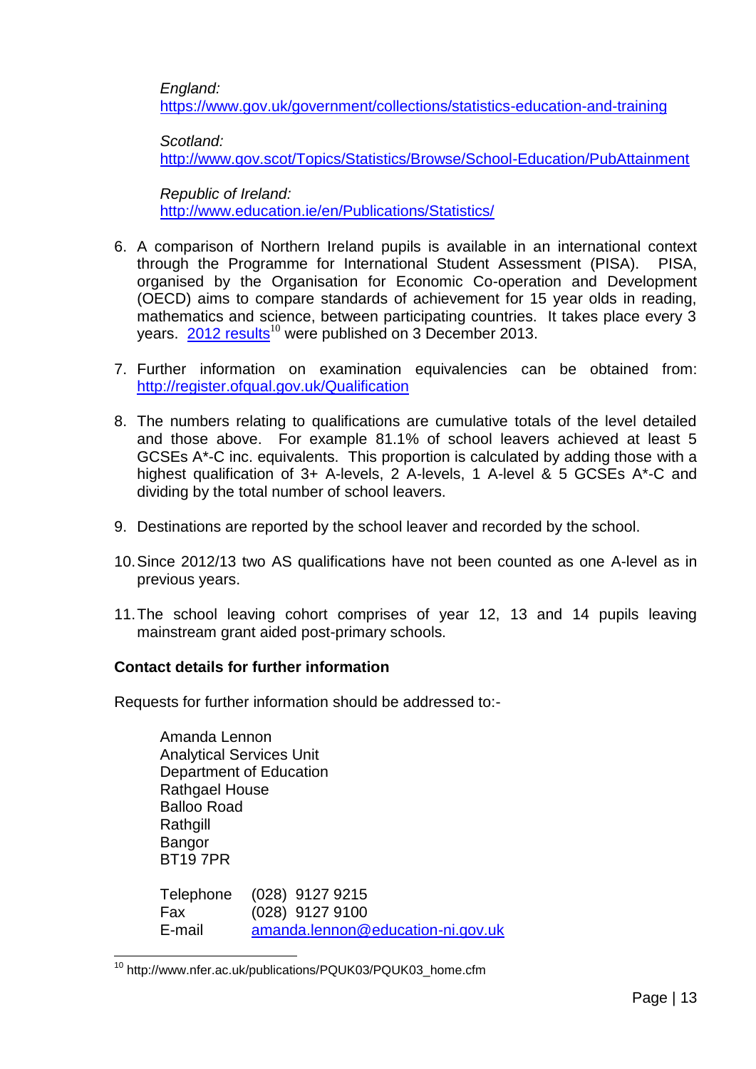*England:*
https://www.gov.uk/government/collections/statistics-education-and-training

*Scotland:*
http://www.gov.scot/Topics/Statistics/Browse/School-Education/PubAttainment

*Republic of Ireland:*
http://www.education.ie/en/Publications/Statistics/

6. A comparison of Northern Ireland pupils is available in an international context through the Programme for International Student Assessment (PISA). PISA, organised by the Organisation for Economic Co-operation and Development (OECD) aims to compare standards of achievement for 15 year olds in reading, mathematics and science, between participating countries. It takes place every 3 years. 2012 results[10] were published on 3 December 2013.

7. Further information on examination equivalencies can be obtained from: http://register.ofqual.gov.uk/Qualification

8. The numbers relating to qualifications are cumulative totals of the level detailed and those above. For example 81.1% of school leavers achieved at least 5 GCSEs A*-C inc. equivalents. This proportion is calculated by adding those with a highest qualification of 3+ A-levels, 2 A-levels, 1 A-level & 5 GCSEs A*-C and dividing by the total number of school leavers.

9. Destinations are reported by the school leaver and recorded by the school.

10. Since 2012/13 two AS qualifications have not been counted as one A-level as in previous years.

11. The school leaving cohort comprises of year 12, 13 and 14 pupils leaving mainstream grant aided post-primary schools.

**Contact details for further information**

Requests for further information should be addressed to:-

Amanda Lennon
Analytical Services Unit
Department of Education
Rathgael House
Balloo Road
Rathgill
Bangor
BT19 7PR

| | |
|---|---|
| Telephone | (028) 9127 9215 |
| Fax | (028) 9127 9100 |
| E-mail | amanda.lennon@education-ni.gov.uk |

[10] http://www.nfer.ac.uk/publications/PQUK03/PQUK03_home.cfm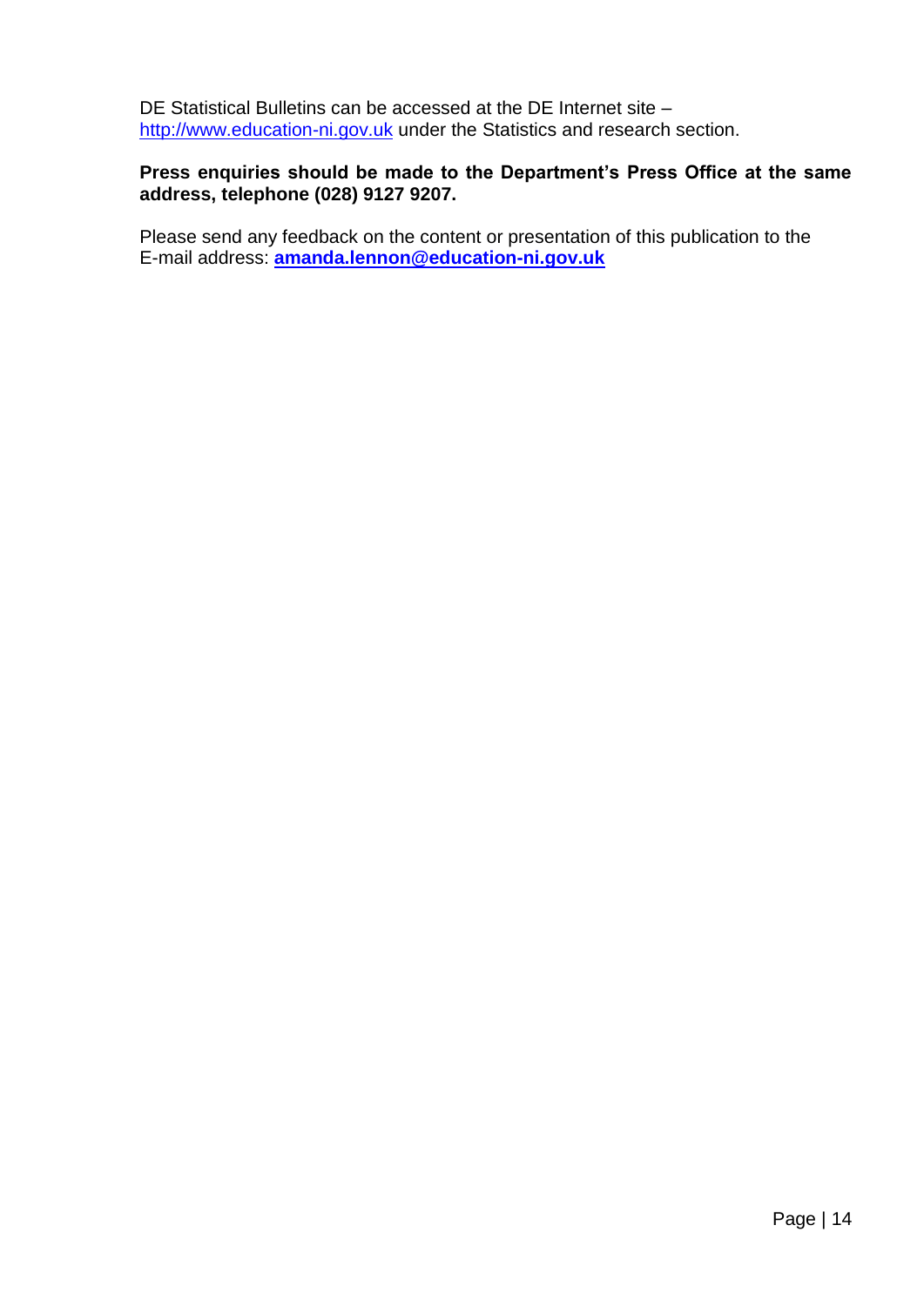DE Statistical Bulletins can be accessed at the DE Internet site – http://www.education-ni.gov.uk under the Statistics and research section.

**Press enquiries should be made to the Department's Press Office at the same address, telephone (028) 9127 9207.**

Please send any feedback on the content or presentation of this publication to the E-mail address: **amanda.lennon@education-ni.gov.uk**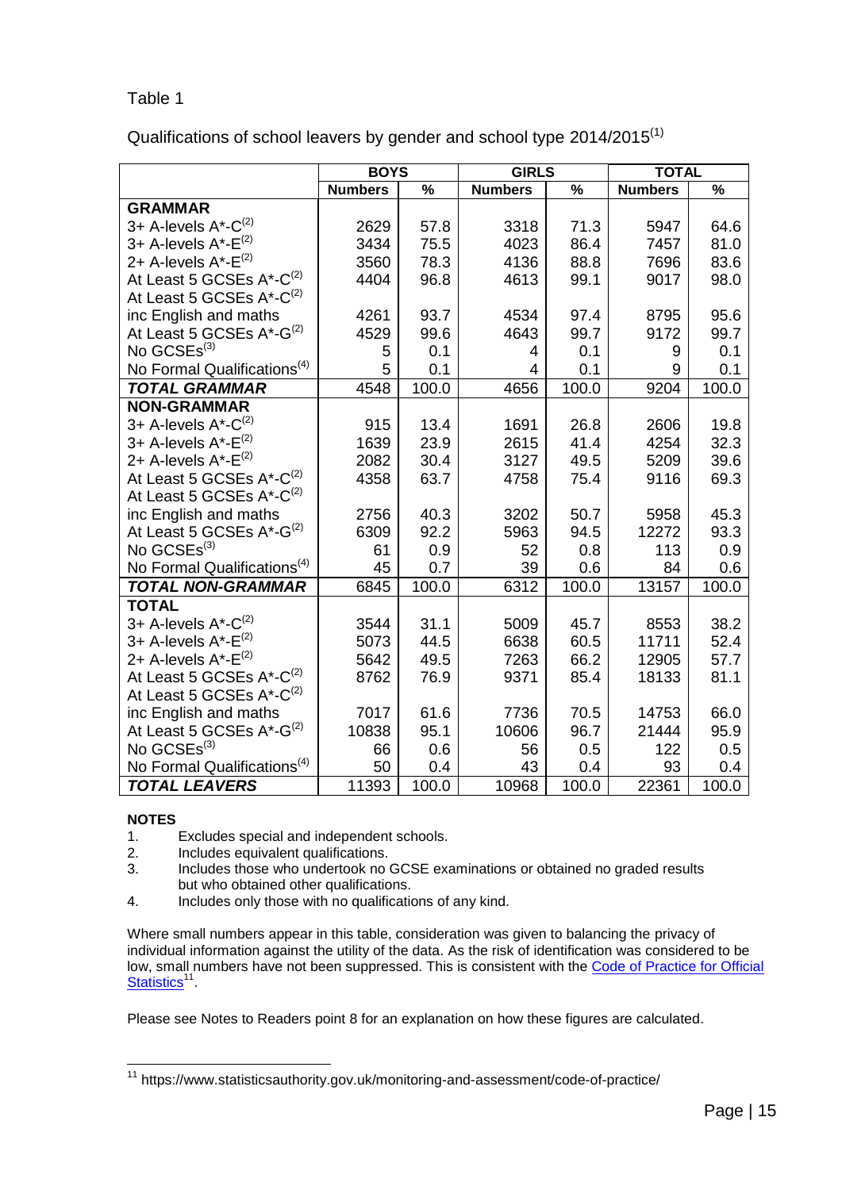Table 1

Qualifications of school leavers by gender and school type 2014/2015[1]

| | BOYS | | GIRLS | | TOTAL | |
|---|---|---|---|---|---|---|
| | Numbers | % | Numbers | % | Numbers | % |
| **GRAMMAR** | | | | | | |
| 3+ A-levels A*-C[2] | 2629 | 57.8 | 3318 | 71.3 | 5947 | 64.6 |
| 3+ A-levels A*-E[2] | 3434 | 75.5 | 4023 | 86.4 | 7457 | 81.0 |
| 2+ A-levels A*-E[2] | 3560 | 78.3 | 4136 | 88.8 | 7696 | 83.6 |
| At Least 5 GCSEs A*-C[2] | 4404 | 96.8 | 4613 | 99.1 | 9017 | 98.0 |
| At Least 5 GCSEs A*-C[2] inc English and maths | 4261 | 93.7 | 4534 | 97.4 | 8795 | 95.6 |
| At Least 5 GCSEs A*-G[2] | 4529 | 99.6 | 4643 | 99.7 | 9172 | 99.7 |
| No GCSEs[3] | 5 | 0.1 | 4 | 0.1 | 9 | 0.1 |
| No Formal Qualifications[4] | 5 | 0.1 | 4 | 0.1 | 9 | 0.1 |
| ***TOTAL GRAMMAR*** | 4548 | 100.0 | 4656 | 100.0 | 9204 | 100.0 |
| **NON-GRAMMAR** | | | | | | |
| 3+ A-levels A*-C[2] | 915 | 13.4 | 1691 | 26.8 | 2606 | 19.8 |
| 3+ A-levels A*-E[2] | 1639 | 23.9 | 2615 | 41.4 | 4254 | 32.3 |
| 2+ A-levels A*-E[2] | 2082 | 30.4 | 3127 | 49.5 | 5209 | 39.6 |
| At Least 5 GCSEs A*-C[2] | 4358 | 63.7 | 4758 | 75.4 | 9116 | 69.3 |
| At Least 5 GCSEs A*-C[2] inc English and maths | 2756 | 40.3 | 3202 | 50.7 | 5958 | 45.3 |
| At Least 5 GCSEs A*-G[2] | 6309 | 92.2 | 5963 | 94.5 | 12272 | 93.3 |
| No GCSEs[3] | 61 | 0.9 | 52 | 0.8 | 113 | 0.9 |
| No Formal Qualifications[4] | 45 | 0.7 | 39 | 0.6 | 84 | 0.6 |
| ***TOTAL NON-GRAMMAR*** | 6845 | 100.0 | 6312 | 100.0 | 13157 | 100.0 |
| **TOTAL** | | | | | | |
| 3+ A-levels A*-C[2] | 3544 | 31.1 | 5009 | 45.7 | 8553 | 38.2 |
| 3+ A-levels A*-E[2] | 5073 | 44.5 | 6638 | 60.5 | 11711 | 52.4 |
| 2+ A-levels A*-E[2] | 5642 | 49.5 | 7263 | 66.2 | 12905 | 57.7 |
| At Least 5 GCSEs A*-C[2] | 8762 | 76.9 | 9371 | 85.4 | 18133 | 81.1 |
| At Least 5 GCSEs A*-C[2] inc English and maths | 7017 | 61.6 | 7736 | 70.5 | 14753 | 66.0 |
| At Least 5 GCSEs A*-G[2] | 10838 | 95.1 | 10606 | 96.7 | 21444 | 95.9 |
| No GCSEs[3] | 66 | 0.6 | 56 | 0.5 | 122 | 0.5 |
| No Formal Qualifications[4] | 50 | 0.4 | 43 | 0.4 | 93 | 0.4 |
| ***TOTAL LEAVERS*** | 11393 | 100.0 | 10968 | 100.0 | 22361 | 100.0 |

**NOTES**

1. Excludes special and independent schools.
2. Includes equivalent qualifications.
3. Includes those who undertook no GCSE examinations or obtained no graded results but who obtained other qualifications.
4. Includes only those with no qualifications of any kind.

Where small numbers appear in this table, consideration was given to balancing the privacy of individual information against the utility of the data. As the risk of identification was considered to be low, small numbers have not been suppressed. This is consistent with the Code of Practice for Official Statistics[11].

Please see Notes to Readers point 8 for an explanation on how these figures are calculated.

[11] https://www.statisticsauthority.gov.uk/monitoring-and-assessment/code-of-practice/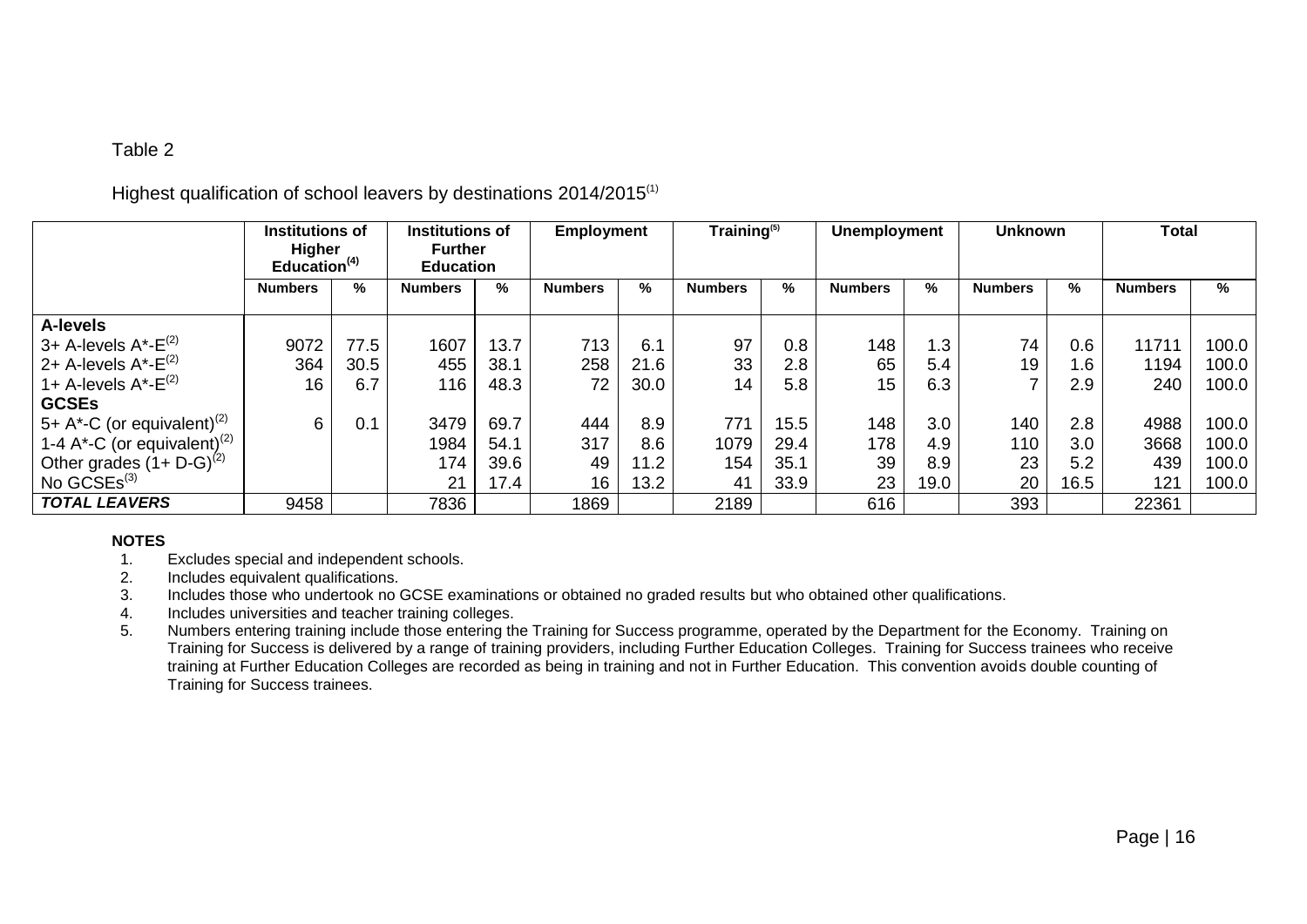Table 2

Highest qualification of school leavers by destinations 2014/2015[1]

| | Institutions of Higher Education[4] | | Institutions of Further Education | | Employment | | Training[5] | | Unemployment | | Unknown | | Total | |
|---|---|---|---|---|---|---|---|---|---|---|---|---|---|---|
| | Numbers | % | Numbers | % | Numbers | % | Numbers | % | Numbers | % | Numbers | % | Numbers | % |
| **A-levels** | | | | | | | | | | | | | | |
| 3+ A-levels A*-E[2] | 9072 | 77.5 | 1607 | 13.7 | 713 | 6.1 | 97 | 0.8 | 148 | 1.3 | 74 | 0.6 | 11711 | 100.0 |
| 2+ A-levels A*-E[2] | 364 | 30.5 | 455 | 38.1 | 258 | 21.6 | 33 | 2.8 | 65 | 5.4 | 19 | 1.6 | 1194 | 100.0 |
| 1+ A-levels A*-E[2] | 16 | 6.7 | 116 | 48.3 | 72 | 30.0 | 14 | 5.8 | 15 | 6.3 | 7 | 2.9 | 240 | 100.0 |
| **GCSEs** | | | | | | | | | | | | | | |
| 5+ A*-C (or equivalent)[2] | 6 | 0.1 | 3479 | 69.7 | 444 | 8.9 | 771 | 15.5 | 148 | 3.0 | 140 | 2.8 | 4988 | 100.0 |
| 1-4 A*-C (or equivalent)[2] | | | 1984 | 54.1 | 317 | 8.6 | 1079 | 29.4 | 178 | 4.9 | 110 | 3.0 | 3668 | 100.0 |
| Other grades (1+ D-G)[2] | | | 174 | 39.6 | 49 | 11.2 | 154 | 35.1 | 39 | 8.9 | 23 | 5.2 | 439 | 100.0 |
| No GCSEs[3] | | | 21 | 17.4 | 16 | 13.2 | 41 | 33.9 | 23 | 19.0 | 20 | 16.5 | 121 | 100.0 |
| ***TOTAL LEAVERS*** | 9458 | | 7836 | | 1869 | | 2189 | | 616 | | 393 | | 22361 | |

**NOTES**

1. Excludes special and independent schools.
2. Includes equivalent qualifications.
3. Includes those who undertook no GCSE examinations or obtained no graded results but who obtained other qualifications.
4. Includes universities and teacher training colleges.
5. Numbers entering training include those entering the Training for Success programme, operated by the Department for the Economy. Training on Training for Success is delivered by a range of training providers, including Further Education Colleges. Training for Success trainees who receive training at Further Education Colleges are recorded as being in training and not in Further Education. This convention avoids double counting of Training for Success trainees.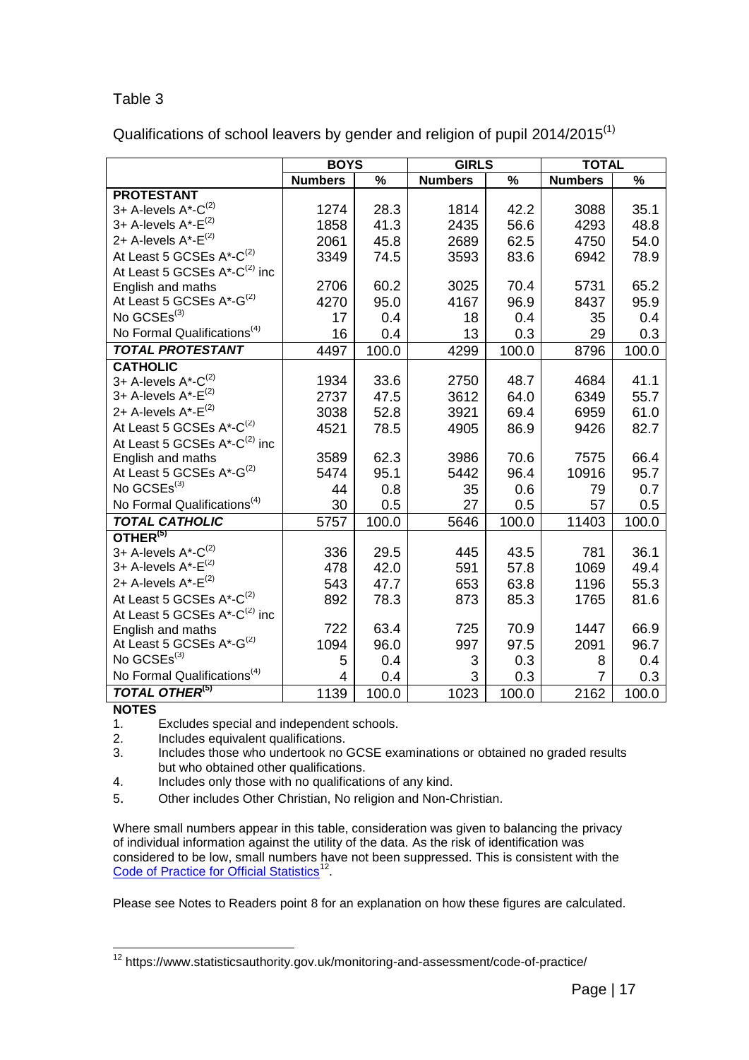Table 3

Qualifications of school leavers by gender and religion of pupil 2014/2015[1]

| | BOYS | | GIRLS | | TOTAL | |
|---|---|---|---|---|---|---|
| | Numbers | % | Numbers | % | Numbers | % |
| **PROTESTANT** | | | | | | |
| 3+ A-levels A*-C[2] | 1274 | 28.3 | 1814 | 42.2 | 3088 | 35.1 |
| 3+ A-levels A*-E[2] | 1858 | 41.3 | 2435 | 56.6 | 4293 | 48.8 |
| 2+ A-levels A*-E[2] | 2061 | 45.8 | 2689 | 62.5 | 4750 | 54.0 |
| At Least 5 GCSEs A*-C[2] | 3349 | 74.5 | 3593 | 83.6 | 6942 | 78.9 |
| At Least 5 GCSEs A*-C[2] inc English and maths | 2706 | 60.2 | 3025 | 70.4 | 5731 | 65.2 |
| At Least 5 GCSEs A*-G[2] | 4270 | 95.0 | 4167 | 96.9 | 8437 | 95.9 |
| No GCSEs[3] | 17 | 0.4 | 18 | 0.4 | 35 | 0.4 |
| No Formal Qualifications[4] | 16 | 0.4 | 13 | 0.3 | 29 | 0.3 |
| ***TOTAL PROTESTANT*** | 4497 | 100.0 | 4299 | 100.0 | 8796 | 100.0 |
| **CATHOLIC** | | | | | | |
| 3+ A-levels A*-C[2] | 1934 | 33.6 | 2750 | 48.7 | 4684 | 41.1 |
| 3+ A-levels A*-E[2] | 2737 | 47.5 | 3612 | 64.0 | 6349 | 55.7 |
| 2+ A-levels A*-E[2] | 3038 | 52.8 | 3921 | 69.4 | 6959 | 61.0 |
| At Least 5 GCSEs A*-C[2] | 4521 | 78.5 | 4905 | 86.9 | 9426 | 82.7 |
| At Least 5 GCSEs A*-C[2] inc English and maths | 3589 | 62.3 | 3986 | 70.6 | 7575 | 66.4 |
| At Least 5 GCSEs A*-G[2] | 5474 | 95.1 | 5442 | 96.4 | 10916 | 95.7 |
| No GCSEs[3] | 44 | 0.8 | 35 | 0.6 | 79 | 0.7 |
| No Formal Qualifications[4] | 30 | 0.5 | 27 | 0.5 | 57 | 0.5 |
| ***TOTAL CATHOLIC*** | 5757 | 100.0 | 5646 | 100.0 | 11403 | 100.0 |
| **OTHER[5]** | | | | | | |
| 3+ A-levels A*-C[2] | 336 | 29.5 | 445 | 43.5 | 781 | 36.1 |
| 3+ A-levels A*-E[2] | 478 | 42.0 | 591 | 57.8 | 1069 | 49.4 |
| 2+ A-levels A*-E[2] | 543 | 47.7 | 653 | 63.8 | 1196 | 55.3 |
| At Least 5 GCSEs A*-C[2] | 892 | 78.3 | 873 | 85.3 | 1765 | 81.6 |
| At Least 5 GCSEs A*-C[2] inc English and maths | 722 | 63.4 | 725 | 70.9 | 1447 | 66.9 |
| At Least 5 GCSEs A*-G[2] | 1094 | 96.0 | 997 | 97.5 | 2091 | 96.7 |
| No GCSEs[3] | 5 | 0.4 | 3 | 0.3 | 8 | 0.4 |
| No Formal Qualifications[4] | 4 | 0.4 | 3 | 0.3 | 7 | 0.3 |
| ***TOTAL OTHER[5]*** | 1139 | 100.0 | 1023 | 100.0 | 2162 | 100.0 |

**NOTES**

1. Excludes special and independent schools.
2. Includes equivalent qualifications.
3. Includes those who undertook no GCSE examinations or obtained no graded results but who obtained other qualifications.
4. Includes only those with no qualifications of any kind.
5. Other includes Other Christian, No religion and Non-Christian.

Where small numbers appear in this table, consideration was given to balancing the privacy of individual information against the utility of the data. As the risk of identification was considered to be low, small numbers have not been suppressed. This is consistent with the Code of Practice for Official Statistics[12].

Please see Notes to Readers point 8 for an explanation on how these figures are calculated.

[12] https://www.statisticsauthority.gov.uk/monitoring-and-assessment/code-of-practice/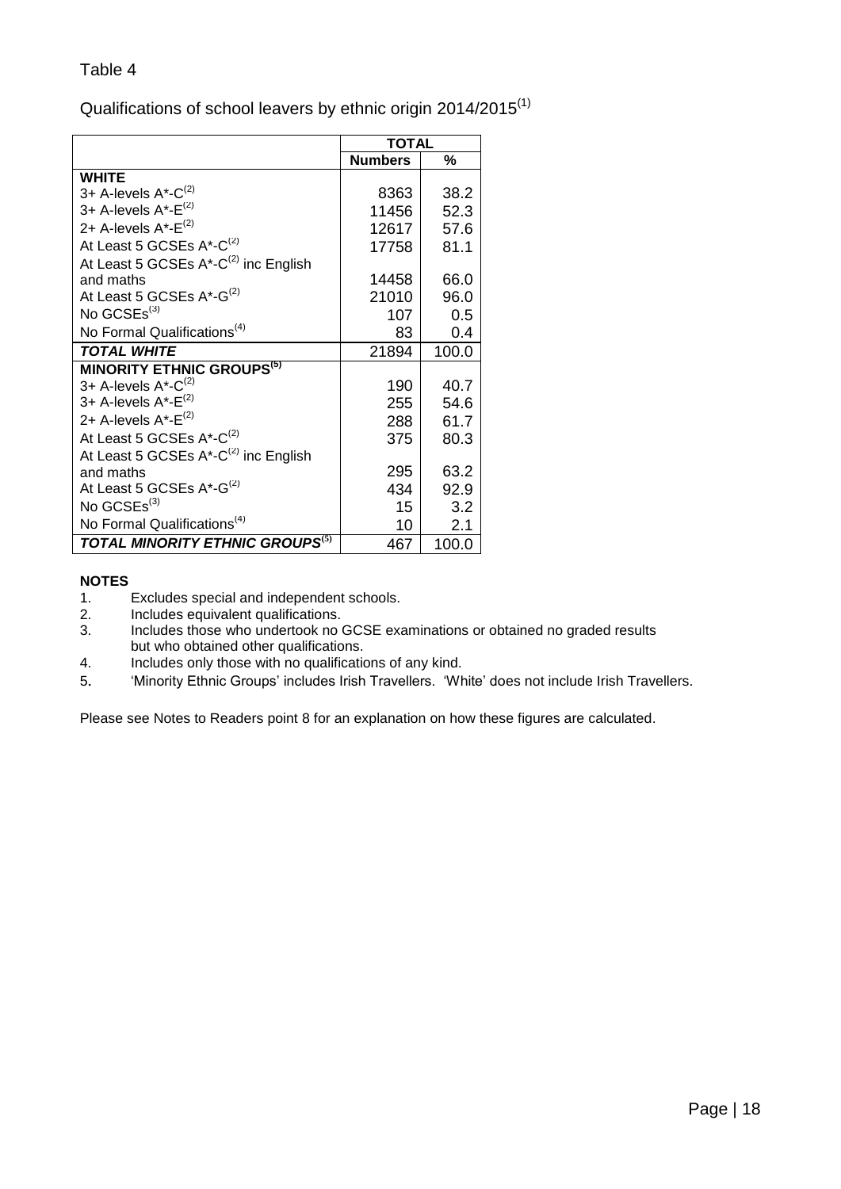Table 4

Qualifications of school leavers by ethnic origin 2014/2015[1]

| | TOTAL | |
|---|---|---|
| | **Numbers** | **%** |
| **WHITE** | | |
| 3+ A-levels A*-C[2] | 8363 | 38.2 |
| 3+ A-levels A*-E[2] | 11456 | 52.3 |
| 2+ A-levels A*-E[2] | 12617 | 57.6 |
| At Least 5 GCSEs A*-C[2] | 17758 | 81.1 |
| At Least 5 GCSEs A*-C[2] inc English and maths | 14458 | 66.0 |
| At Least 5 GCSEs A*-G[2] | 21010 | 96.0 |
| No GCSEs[3] | 107 | 0.5 |
| No Formal Qualifications[4] | 83 | 0.4 |
| ***TOTAL WHITE*** | 21894 | 100.0 |
| **MINORITY ETHNIC GROUPS[5]** | | |
| 3+ A-levels A*-C[2] | 190 | 40.7 |
| 3+ A-levels A*-E[2] | 255 | 54.6 |
| 2+ A-levels A*-E[2] | 288 | 61.7 |
| At Least 5 GCSEs A*-C[2] | 375 | 80.3 |
| At Least 5 GCSEs A*-C[2] inc English and maths | 295 | 63.2 |
| At Least 5 GCSEs A*-G[2] | 434 | 92.9 |
| No GCSEs[3] | 15 | 3.2 |
| No Formal Qualifications[4] | 10 | 2.1 |
| ***TOTAL MINORITY ETHNIC GROUPS[5]*** | 467 | 100.0 |

**NOTES**

1. Excludes special and independent schools.
2. Includes equivalent qualifications.
3. Includes those who undertook no GCSE examinations or obtained no graded results but who obtained other qualifications.
4. Includes only those with no qualifications of any kind.
5. 'Minority Ethnic Groups' includes Irish Travellers. 'White' does not include Irish Travellers.

Please see Notes to Readers point 8 for an explanation on how these figures are calculated.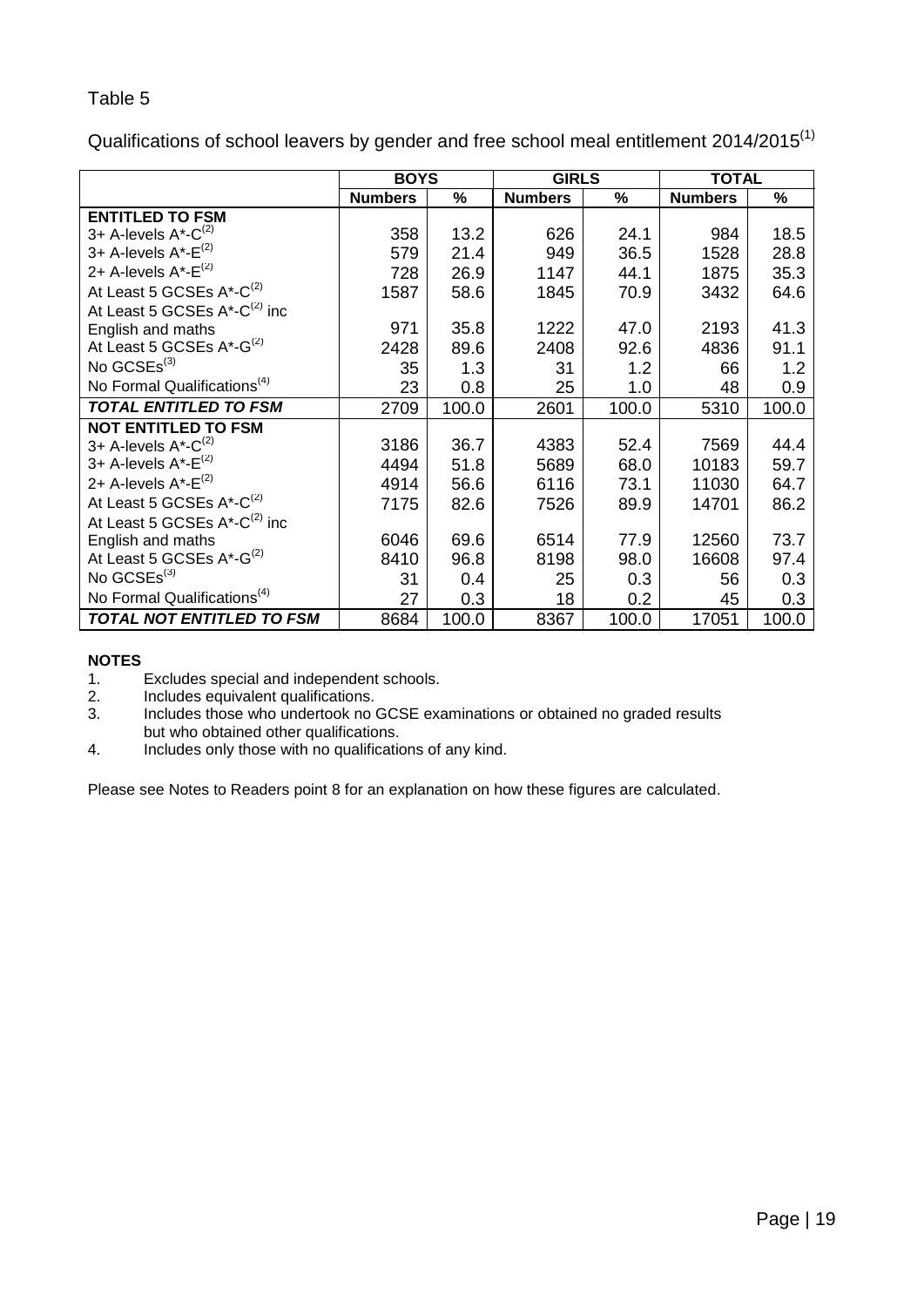Table 5

Qualifications of school leavers by gender and free school meal entitlement 2014/2015[1]

| | BOYS | | GIRLS | | TOTAL | |
|---|---|---|---|---|---|---|
| | Numbers | % | Numbers | % | Numbers | % |
| **ENTITLED TO FSM** | | | | | | |
| 3+ A-levels A*-C[2] | 358 | 13.2 | 626 | 24.1 | 984 | 18.5 |
| 3+ A-levels A*-E[2] | 579 | 21.4 | 949 | 36.5 | 1528 | 28.8 |
| 2+ A-levels A*-E[2] | 728 | 26.9 | 1147 | 44.1 | 1875 | 35.3 |
| At Least 5 GCSEs A*-C[2] | 1587 | 58.6 | 1845 | 70.9 | 3432 | 64.6 |
| At Least 5 GCSEs A*-C[2] inc English and maths | 971 | 35.8 | 1222 | 47.0 | 2193 | 41.3 |
| At Least 5 GCSEs A*-G[2] | 2428 | 89.6 | 2408 | 92.6 | 4836 | 91.1 |
| No GCSEs[3] | 35 | 1.3 | 31 | 1.2 | 66 | 1.2 |
| No Formal Qualifications[4] | 23 | 0.8 | 25 | 1.0 | 48 | 0.9 |
| ***TOTAL ENTITLED TO FSM*** | 2709 | 100.0 | 2601 | 100.0 | 5310 | 100.0 |
| **NOT ENTITLED TO FSM** | | | | | | |
| 3+ A-levels A*-C[2] | 3186 | 36.7 | 4383 | 52.4 | 7569 | 44.4 |
| 3+ A-levels A*-E[2] | 4494 | 51.8 | 5689 | 68.0 | 10183 | 59.7 |
| 2+ A-levels A*-E[2] | 4914 | 56.6 | 6116 | 73.1 | 11030 | 64.7 |
| At Least 5 GCSEs A*-C[2] | 7175 | 82.6 | 7526 | 89.9 | 14701 | 86.2 |
| At Least 5 GCSEs A*-C[2] inc English and maths | 6046 | 69.6 | 6514 | 77.9 | 12560 | 73.7 |
| At Least 5 GCSEs A*-G[2] | 8410 | 96.8 | 8198 | 98.0 | 16608 | 97.4 |
| No GCSEs[3] | 31 | 0.4 | 25 | 0.3 | 56 | 0.3 |
| No Formal Qualifications[4] | 27 | 0.3 | 18 | 0.2 | 45 | 0.3 |
| ***TOTAL NOT ENTITLED TO FSM*** | 8684 | 100.0 | 8367 | 100.0 | 17051 | 100.0 |

**NOTES**

1. Excludes special and independent schools.
2. Includes equivalent qualifications.
3. Includes those who undertook no GCSE examinations or obtained no graded results but who obtained other qualifications.
4. Includes only those with no qualifications of any kind.

Please see Notes to Readers point 8 for an explanation on how these figures are calculated.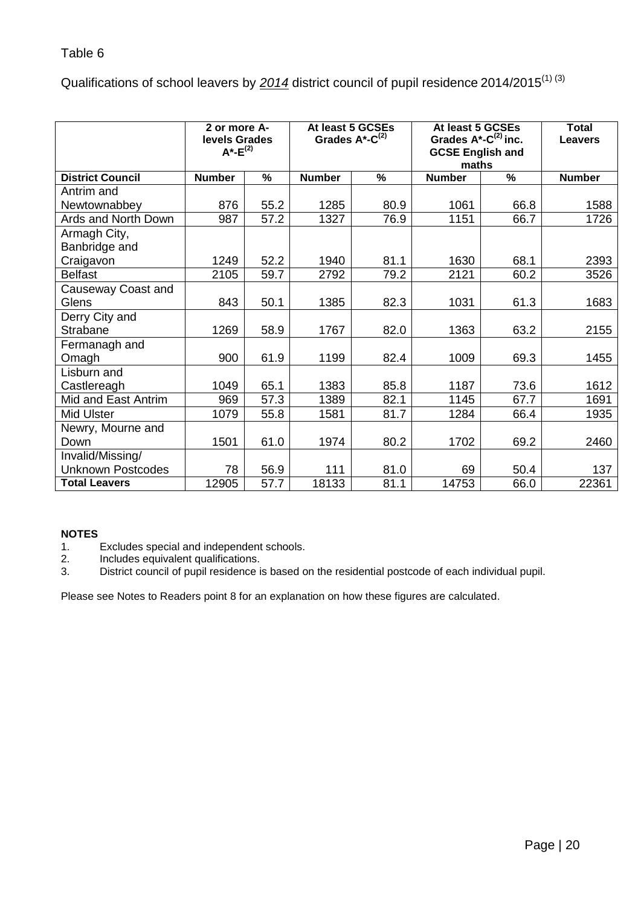Table 6

Qualifications of school leavers by *2014* district council of pupil residence 2014/2015[1] [3]

| | 2 or more A-levels Grades A*-E[2] | | At least 5 GCSEs Grades A*-C[2] | | At least 5 GCSEs Grades A*-C[2] inc. GCSE English and maths | | Total Leavers |
|---|---|---|---|---|---|---|---|
| **District Council** | **Number** | **%** | **Number** | **%** | **Number** | **%** | **Number** |
| Antrim and Newtownabbey | 876 | 55.2 | 1285 | 80.9 | 1061 | 66.8 | 1588 |
| Ards and North Down | 987 | 57.2 | 1327 | 76.9 | 1151 | 66.7 | 1726 |
| Armagh City, Banbridge and Craigavon | 1249 | 52.2 | 1940 | 81.1 | 1630 | 68.1 | 2393 |
| Belfast | 2105 | 59.7 | 2792 | 79.2 | 2121 | 60.2 | 3526 |
| Causeway Coast and Glens | 843 | 50.1 | 1385 | 82.3 | 1031 | 61.3 | 1683 |
| Derry City and Strabane | 1269 | 58.9 | 1767 | 82.0 | 1363 | 63.2 | 2155 |
| Fermanagh and Omagh | 900 | 61.9 | 1199 | 82.4 | 1009 | 69.3 | 1455 |
| Lisburn and Castlereagh | 1049 | 65.1 | 1383 | 85.8 | 1187 | 73.6 | 1612 |
| Mid and East Antrim | 969 | 57.3 | 1389 | 82.1 | 1145 | 67.7 | 1691 |
| Mid Ulster | 1079 | 55.8 | 1581 | 81.7 | 1284 | 66.4 | 1935 |
| Newry, Mourne and Down | 1501 | 61.0 | 1974 | 80.2 | 1702 | 69.2 | 2460 |
| Invalid/Missing/ Unknown Postcodes | 78 | 56.9 | 111 | 81.0 | 69 | 50.4 | 137 |
| **Total Leavers** | 12905 | 57.7 | 18133 | 81.1 | 14753 | 66.0 | 22361 |

**NOTES**

1. Excludes special and independent schools.
2. Includes equivalent qualifications.
3. District council of pupil residence is based on the residential postcode of each individual pupil.

Please see Notes to Readers point 8 for an explanation on how these figures are calculated.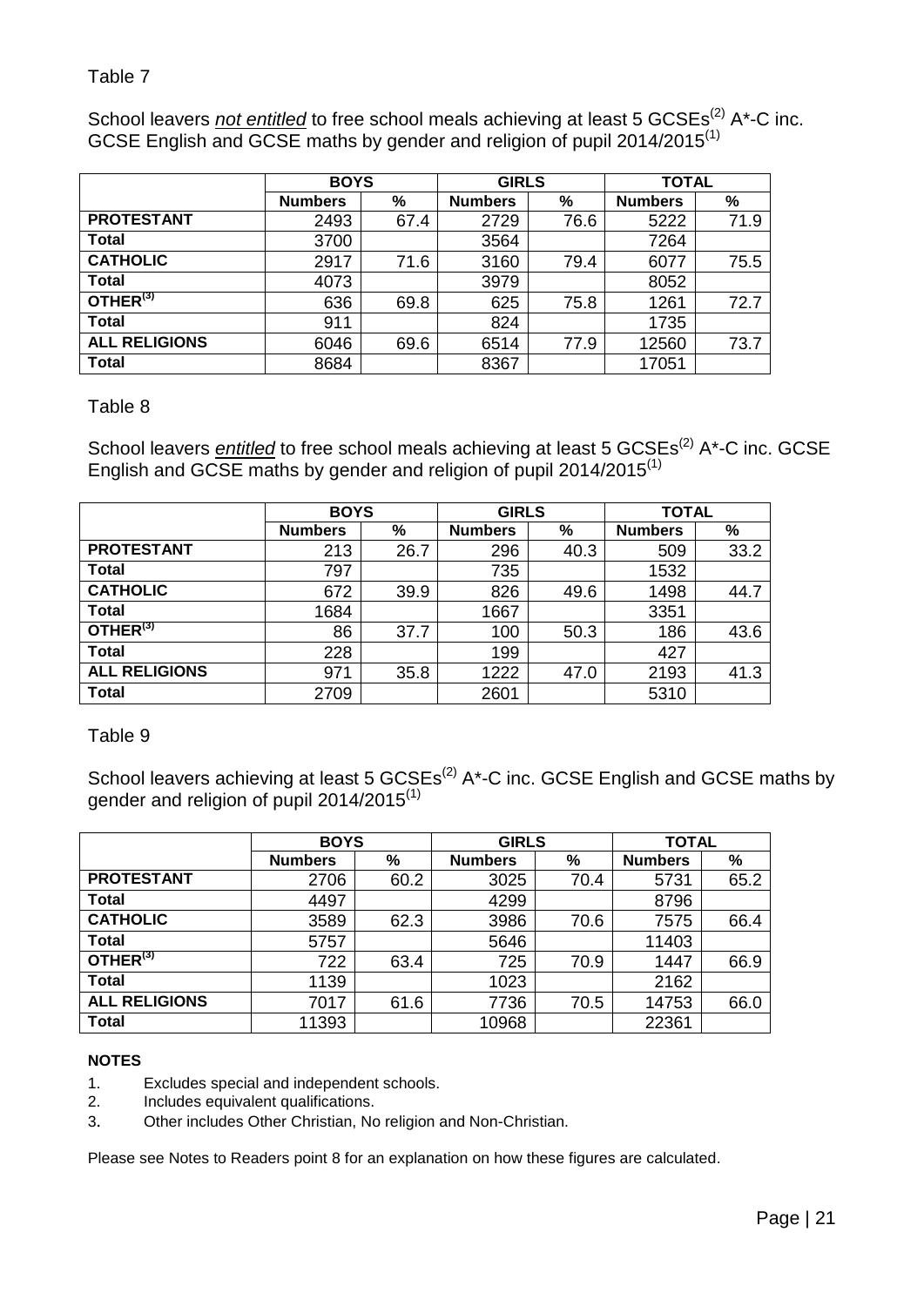Table 7

School leavers ***not entitled*** to free school meals achieving at least 5 GCSEs[2] A*-C inc. GCSE English and GCSE maths by gender and religion of pupil 2014/2015[1]

| | BOYS | | GIRLS | | TOTAL | |
|---|---|---|---|---|---|---|
| | Numbers | % | Numbers | % | Numbers | % |
| **PROTESTANT** | 2493 | 67.4 | 2729 | 76.6 | 5222 | 71.9 |
| **Total** | 3700 | | 3564 | | 7264 | |
| **CATHOLIC** | 2917 | 71.6 | 3160 | 79.4 | 6077 | 75.5 |
| **Total** | 4073 | | 3979 | | 8052 | |
| **OTHER[3]** | 636 | 69.8 | 625 | 75.8 | 1261 | 72.7 |
| **Total** | 911 | | 824 | | 1735 | |
| **ALL RELIGIONS** | 6046 | 69.6 | 6514 | 77.9 | 12560 | 73.7 |
| **Total** | 8684 | | 8367 | | 17051 | |

Table 8

School leavers ***entitled*** to free school meals achieving at least 5 GCSEs[2] A*-C inc. GCSE English and GCSE maths by gender and religion of pupil 2014/2015[1]

| | BOYS | | GIRLS | | TOTAL | |
|---|---|---|---|---|---|---|
| | Numbers | % | Numbers | % | Numbers | % |
| **PROTESTANT** | 213 | 26.7 | 296 | 40.3 | 509 | 33.2 |
| **Total** | 797 | | 735 | | 1532 | |
| **CATHOLIC** | 672 | 39.9 | 826 | 49.6 | 1498 | 44.7 |
| **Total** | 1684 | | 1667 | | 3351 | |
| **OTHER[3]** | 86 | 37.7 | 100 | 50.3 | 186 | 43.6 |
| **Total** | 228 | | 199 | | 427 | |
| **ALL RELIGIONS** | 971 | 35.8 | 1222 | 47.0 | 2193 | 41.3 |
| **Total** | 2709 | | 2601 | | 5310 | |

Table 9

School leavers achieving at least 5 GCSEs[2] A*-C inc. GCSE English and GCSE maths by gender and religion of pupil 2014/2015[1]

| | BOYS | | GIRLS | | TOTAL | |
|---|---|---|---|---|---|---|
| | Numbers | % | Numbers | % | Numbers | % |
| **PROTESTANT** | 2706 | 60.2 | 3025 | 70.4 | 5731 | 65.2 |
| **Total** | 4497 | | 4299 | | 8796 | |
| **CATHOLIC** | 3589 | 62.3 | 3986 | 70.6 | 7575 | 66.4 |
| **Total** | 5757 | | 5646 | | 11403 | |
| **OTHER[3]** | 722 | 63.4 | 725 | 70.9 | 1447 | 66.9 |
| **Total** | 1139 | | 1023 | | 2162 | |
| **ALL RELIGIONS** | 7017 | 61.6 | 7736 | 70.5 | 14753 | 66.0 |
| **Total** | 11393 | | 10968 | | 22361 | |

**NOTES**

1. Excludes special and independent schools.
2. Includes equivalent qualifications.
3. Other includes Other Christian, No religion and Non-Christian.

Please see Notes to Readers point 8 for an explanation on how these figures are calculated.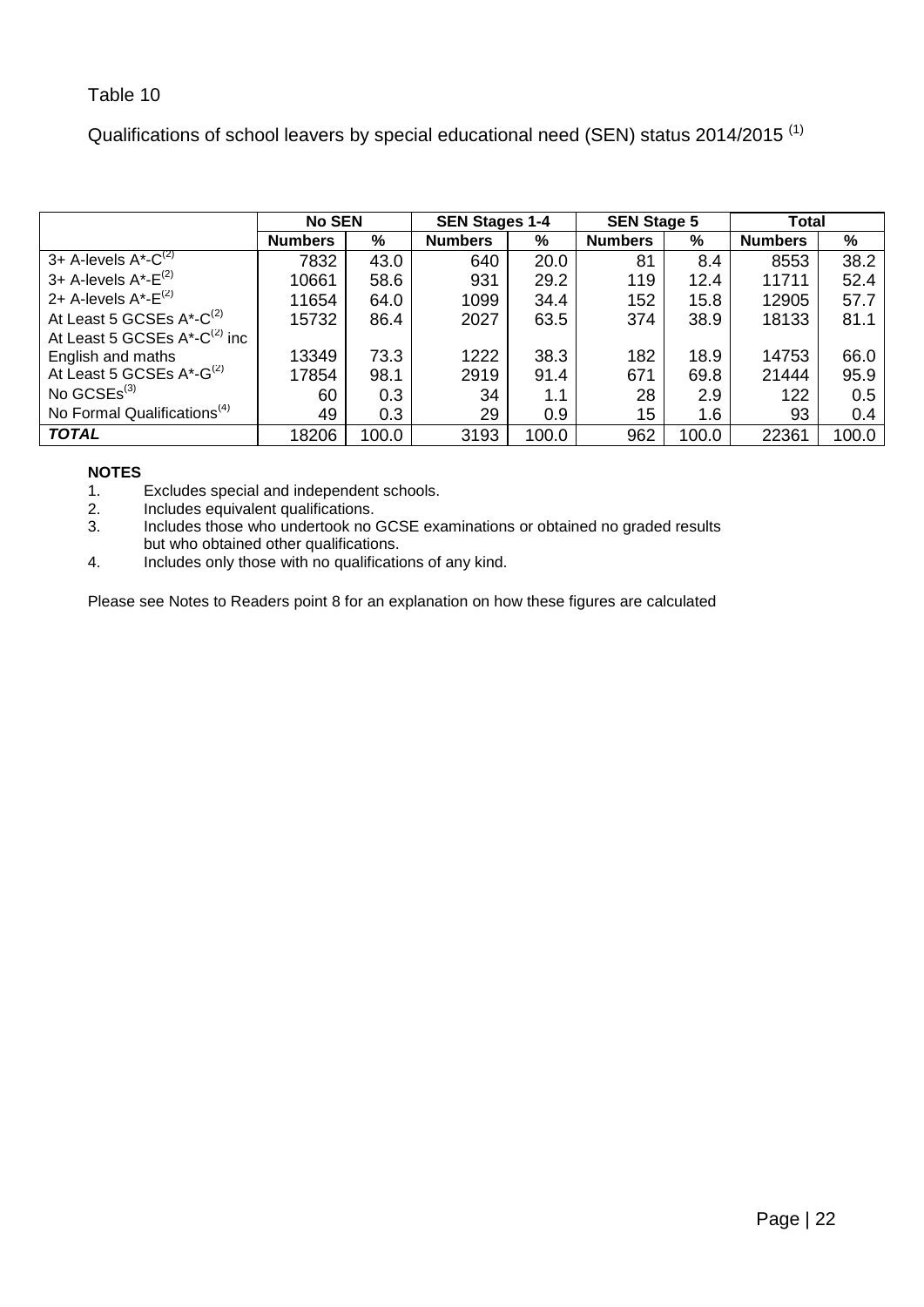Table 10

Qualifications of school leavers by special educational need (SEN) status 2014/2015 [1]

| | No SEN | | SEN Stages 1-4 | | SEN Stage 5 | | Total | |
|---|---|---|---|---|---|---|---|---|
| | Numbers | % | Numbers | % | Numbers | % | Numbers | % |
| 3+ A-levels A*-C[2] | 7832 | 43.0 | 640 | 20.0 | 81 | 8.4 | 8553 | 38.2 |
| 3+ A-levels A*-E[2] | 10661 | 58.6 | 931 | 29.2 | 119 | 12.4 | 11711 | 52.4 |
| 2+ A-levels A*-E[2] | 11654 | 64.0 | 1099 | 34.4 | 152 | 15.8 | 12905 | 57.7 |
| At Least 5 GCSEs A*-C[2] | 15732 | 86.4 | 2027 | 63.5 | 374 | 38.9 | 18133 | 81.1 |
| At Least 5 GCSEs A*-C[2] inc English and maths | 13349 | 73.3 | 1222 | 38.3 | 182 | 18.9 | 14753 | 66.0 |
| At Least 5 GCSEs A*-G[2] | 17854 | 98.1 | 2919 | 91.4 | 671 | 69.8 | 21444 | 95.9 |
| No GCSEs[3] | 60 | 0.3 | 34 | 1.1 | 28 | 2.9 | 122 | 0.5 |
| No Formal Qualifications[4] | 49 | 0.3 | 29 | 0.9 | 15 | 1.6 | 93 | 0.4 |
| ***TOTAL*** | 18206 | 100.0 | 3193 | 100.0 | 962 | 100.0 | 22361 | 100.0 |

**NOTES**

1. Excludes special and independent schools.
2. Includes equivalent qualifications.
3. Includes those who undertook no GCSE examinations or obtained no graded results but who obtained other qualifications.
4. Includes only those with no qualifications of any kind.

Please see Notes to Readers point 8 for an explanation on how these figures are calculated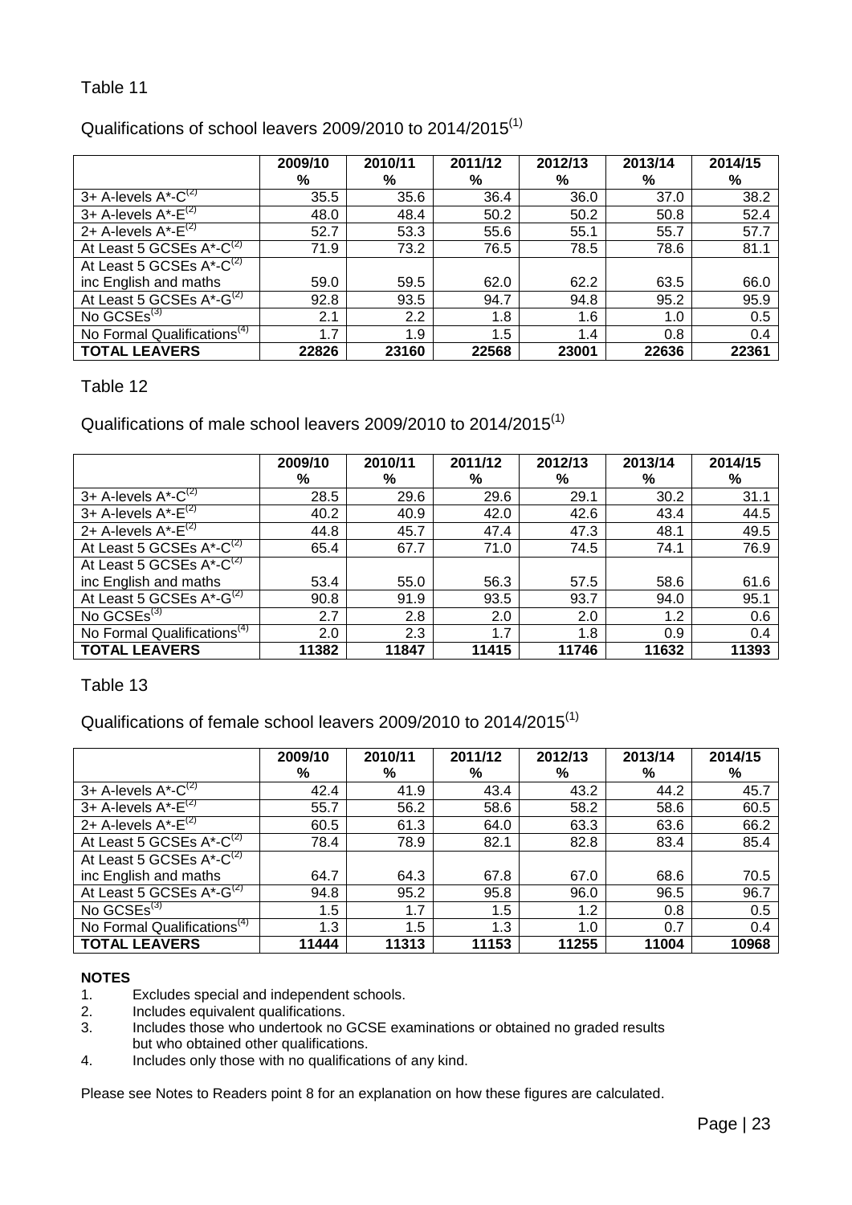Table 11

Qualifications of school leavers 2009/2010 to 2014/2015[1]

| | 2009/10 % | 2010/11 % | 2011/12 % | 2012/13 % | 2013/14 % | 2014/15 % |
|---|---|---|---|---|---|---|
| 3+ A-levels A*-C[2] | 35.5 | 35.6 | 36.4 | 36.0 | 37.0 | 38.2 |
| 3+ A-levels A*-E[2] | 48.0 | 48.4 | 50.2 | 50.2 | 50.8 | 52.4 |
| 2+ A-levels A*-E[2] | 52.7 | 53.3 | 55.6 | 55.1 | 55.7 | 57.7 |
| At Least 5 GCSEs A*-C[2] | 71.9 | 73.2 | 76.5 | 78.5 | 78.6 | 81.1 |
| At Least 5 GCSEs A*-C[2] inc English and maths | 59.0 | 59.5 | 62.0 | 62.2 | 63.5 | 66.0 |
| At Least 5 GCSEs A*-G[2] | 92.8 | 93.5 | 94.7 | 94.8 | 95.2 | 95.9 |
| No GCSEs[3] | 2.1 | 2.2 | 1.8 | 1.6 | 1.0 | 0.5 |
| No Formal Qualifications[4] | 1.7 | 1.9 | 1.5 | 1.4 | 0.8 | 0.4 |
| **TOTAL LEAVERS** | **22826** | **23160** | **22568** | **23001** | **22636** | **22361** |

Table 12

Qualifications of male school leavers 2009/2010 to 2014/2015[1]

| | 2009/10 % | 2010/11 % | 2011/12 % | 2012/13 % | 2013/14 % | 2014/15 % |
|---|---|---|---|---|---|---|
| 3+ A-levels A*-C[2] | 28.5 | 29.6 | 29.6 | 29.1 | 30.2 | 31.1 |
| 3+ A-levels A*-E[2] | 40.2 | 40.9 | 42.0 | 42.6 | 43.4 | 44.5 |
| 2+ A-levels A*-E[2] | 44.8 | 45.7 | 47.4 | 47.3 | 48.1 | 49.5 |
| At Least 5 GCSEs A*-C[2] | 65.4 | 67.7 | 71.0 | 74.5 | 74.1 | 76.9 |
| At Least 5 GCSEs A*-C[2] inc English and maths | 53.4 | 55.0 | 56.3 | 57.5 | 58.6 | 61.6 |
| At Least 5 GCSEs A*-G[2] | 90.8 | 91.9 | 93.5 | 93.7 | 94.0 | 95.1 |
| No GCSEs[3] | 2.7 | 2.8 | 2.0 | 2.0 | 1.2 | 0.6 |
| No Formal Qualifications[4] | 2.0 | 2.3 | 1.7 | 1.8 | 0.9 | 0.4 |
| **TOTAL LEAVERS** | **11382** | **11847** | **11415** | **11746** | **11632** | **11393** |

Table 13

Qualifications of female school leavers 2009/2010 to 2014/2015[1]

| | 2009/10 % | 2010/11 % | 2011/12 % | 2012/13 % | 2013/14 % | 2014/15 % |
|---|---|---|---|---|---|---|
| 3+ A-levels A*-C[2] | 42.4 | 41.9 | 43.4 | 43.2 | 44.2 | 45.7 |
| 3+ A-levels A*-E[2] | 55.7 | 56.2 | 58.6 | 58.2 | 58.6 | 60.5 |
| 2+ A-levels A*-E[2] | 60.5 | 61.3 | 64.0 | 63.3 | 63.6 | 66.2 |
| At Least 5 GCSEs A*-C[2] | 78.4 | 78.9 | 82.1 | 82.8 | 83.4 | 85.4 |
| At Least 5 GCSEs A*-C[2] inc English and maths | 64.7 | 64.3 | 67.8 | 67.0 | 68.6 | 70.5 |
| At Least 5 GCSEs A*-G[2] | 94.8 | 95.2 | 95.8 | 96.0 | 96.5 | 96.7 |
| No GCSEs[3] | 1.5 | 1.7 | 1.5 | 1.2 | 0.8 | 0.5 |
| No Formal Qualifications[4] | 1.3 | 1.5 | 1.3 | 1.0 | 0.7 | 0.4 |
| **TOTAL LEAVERS** | **11444** | **11313** | **11153** | **11255** | **11004** | **10968** |

**NOTES**

1. Excludes special and independent schools.
2. Includes equivalent qualifications.
3. Includes those who undertook no GCSE examinations or obtained no graded results but who obtained other qualifications.
4. Includes only those with no qualifications of any kind.

Please see Notes to Readers point 8 for an explanation on how these figures are calculated.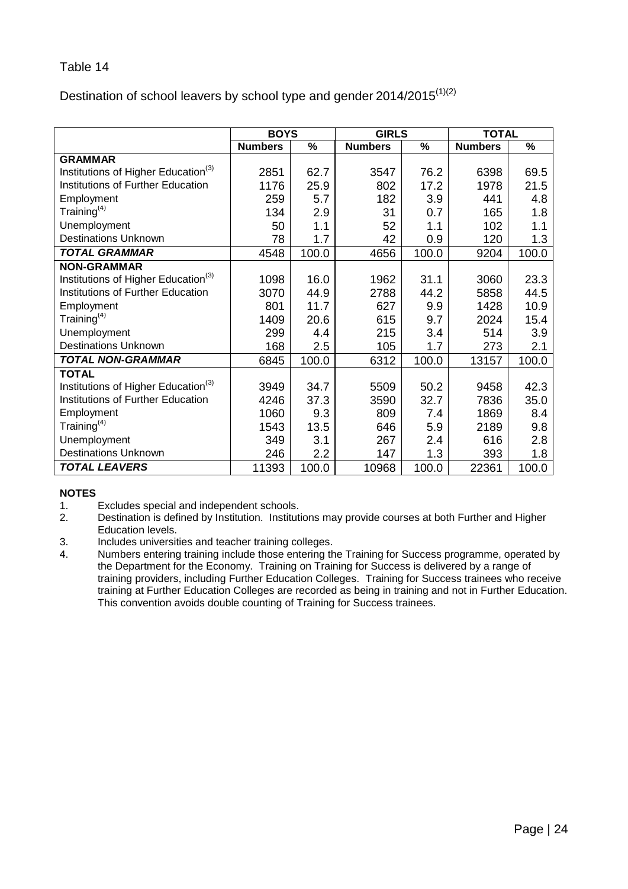Table 14

Destination of school leavers by school type and gender 2014/2015[1][2]

| | BOYS | | GIRLS | | TOTAL | |
|---|---|---|---|---|---|---|
| | Numbers | % | Numbers | % | Numbers | % |
| **GRAMMAR** | | | | | | |
| Institutions of Higher Education[3] | 2851 | 62.7 | 3547 | 76.2 | 6398 | 69.5 |
| Institutions of Further Education | 1176 | 25.9 | 802 | 17.2 | 1978 | 21.5 |
| Employment | 259 | 5.7 | 182 | 3.9 | 441 | 4.8 |
| Training[4] | 134 | 2.9 | 31 | 0.7 | 165 | 1.8 |
| Unemployment | 50 | 1.1 | 52 | 1.1 | 102 | 1.1 |
| Destinations Unknown | 78 | 1.7 | 42 | 0.9 | 120 | 1.3 |
| ***TOTAL GRAMMAR*** | 4548 | 100.0 | 4656 | 100.0 | 9204 | 100.0 |
| **NON-GRAMMAR** | | | | | | |
| Institutions of Higher Education[3] | 1098 | 16.0 | 1962 | 31.1 | 3060 | 23.3 |
| Institutions of Further Education | 3070 | 44.9 | 2788 | 44.2 | 5858 | 44.5 |
| Employment | 801 | 11.7 | 627 | 9.9 | 1428 | 10.9 |
| Training[4] | 1409 | 20.6 | 615 | 9.7 | 2024 | 15.4 |
| Unemployment | 299 | 4.4 | 215 | 3.4 | 514 | 3.9 |
| Destinations Unknown | 168 | 2.5 | 105 | 1.7 | 273 | 2.1 |
| ***TOTAL NON-GRAMMAR*** | 6845 | 100.0 | 6312 | 100.0 | 13157 | 100.0 |
| **TOTAL** | | | | | | |
| Institutions of Higher Education[3] | 3949 | 34.7 | 5509 | 50.2 | 9458 | 42.3 |
| Institutions of Further Education | 4246 | 37.3 | 3590 | 32.7 | 7836 | 35.0 |
| Employment | 1060 | 9.3 | 809 | 7.4 | 1869 | 8.4 |
| Training[4] | 1543 | 13.5 | 646 | 5.9 | 2189 | 9.8 |
| Unemployment | 349 | 3.1 | 267 | 2.4 | 616 | 2.8 |
| Destinations Unknown | 246 | 2.2 | 147 | 1.3 | 393 | 1.8 |
| ***TOTAL LEAVERS*** | 11393 | 100.0 | 10968 | 100.0 | 22361 | 100.0 |

**NOTES**

1. Excludes special and independent schools.
2. Destination is defined by Institution. Institutions may provide courses at both Further and Higher Education levels.
3. Includes universities and teacher training colleges.
4. Numbers entering training include those entering the Training for Success programme, operated by the Department for the Economy. Training on Training for Success is delivered by a range of training providers, including Further Education Colleges. Training for Success trainees who receive training at Further Education Colleges are recorded as being in training and not in Further Education. This convention avoids double counting of Training for Success trainees.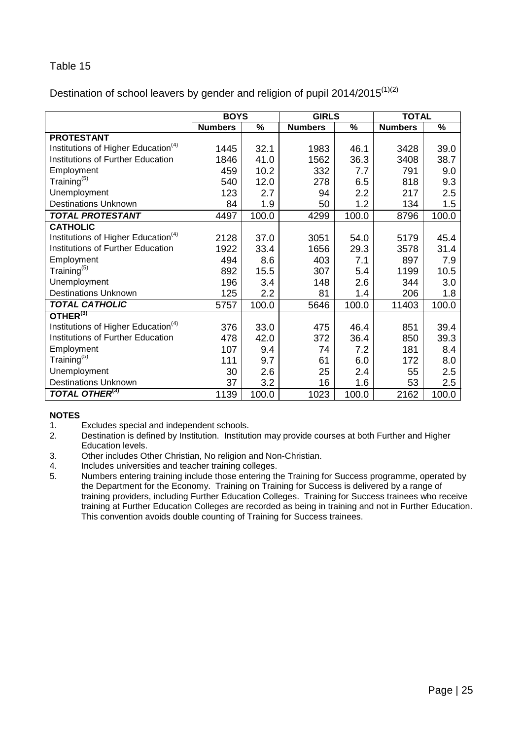Table 15

Destination of school leavers by gender and religion of pupil 2014/2015[1][2]

| | BOYS | | GIRLS | | TOTAL | |
|---|---|---|---|---|---|---|
| | Numbers | % | Numbers | % | Numbers | % |
| **PROTESTANT** | | | | | | |
| Institutions of Higher Education[4] | 1445 | 32.1 | 1983 | 46.1 | 3428 | 39.0 |
| Institutions of Further Education | 1846 | 41.0 | 1562 | 36.3 | 3408 | 38.7 |
| Employment | 459 | 10.2 | 332 | 7.7 | 791 | 9.0 |
| Training[5] | 540 | 12.0 | 278 | 6.5 | 818 | 9.3 |
| Unemployment | 123 | 2.7 | 94 | 2.2 | 217 | 2.5 |
| Destinations Unknown | 84 | 1.9 | 50 | 1.2 | 134 | 1.5 |
| ***TOTAL PROTESTANT*** | 4497 | 100.0 | 4299 | 100.0 | 8796 | 100.0 |
| **CATHOLIC** | | | | | | |
| Institutions of Higher Education[4] | 2128 | 37.0 | 3051 | 54.0 | 5179 | 45.4 |
| Institutions of Further Education | 1922 | 33.4 | 1656 | 29.3 | 3578 | 31.4 |
| Employment | 494 | 8.6 | 403 | 7.1 | 897 | 7.9 |
| Training[5] | 892 | 15.5 | 307 | 5.4 | 1199 | 10.5 |
| Unemployment | 196 | 3.4 | 148 | 2.6 | 344 | 3.0 |
| Destinations Unknown | 125 | 2.2 | 81 | 1.4 | 206 | 1.8 |
| ***TOTAL CATHOLIC*** | 5757 | 100.0 | 5646 | 100.0 | 11403 | 100.0 |
| **OTHER[3]** | | | | | | |
| Institutions of Higher Education[4] | 376 | 33.0 | 475 | 46.4 | 851 | 39.4 |
| Institutions of Further Education | 478 | 42.0 | 372 | 36.4 | 850 | 39.3 |
| Employment | 107 | 9.4 | 74 | 7.2 | 181 | 8.4 |
| Training[5] | 111 | 9.7 | 61 | 6.0 | 172 | 8.0 |
| Unemployment | 30 | 2.6 | 25 | 2.4 | 55 | 2.5 |
| Destinations Unknown | 37 | 3.2 | 16 | 1.6 | 53 | 2.5 |
| ***TOTAL OTHER[3]*** | 1139 | 100.0 | 1023 | 100.0 | 2162 | 100.0 |

**NOTES**

1. Excludes special and independent schools.
2. Destination is defined by Institution. Institution may provide courses at both Further and Higher Education levels.
3. Other includes Other Christian, No religion and Non-Christian.
4. Includes universities and teacher training colleges.
5. Numbers entering training include those entering the Training for Success programme, operated by the Department for the Economy. Training on Training for Success is delivered by a range of training providers, including Further Education Colleges. Training for Success trainees who receive training at Further Education Colleges are recorded as being in training and not in Further Education. This convention avoids double counting of Training for Success trainees.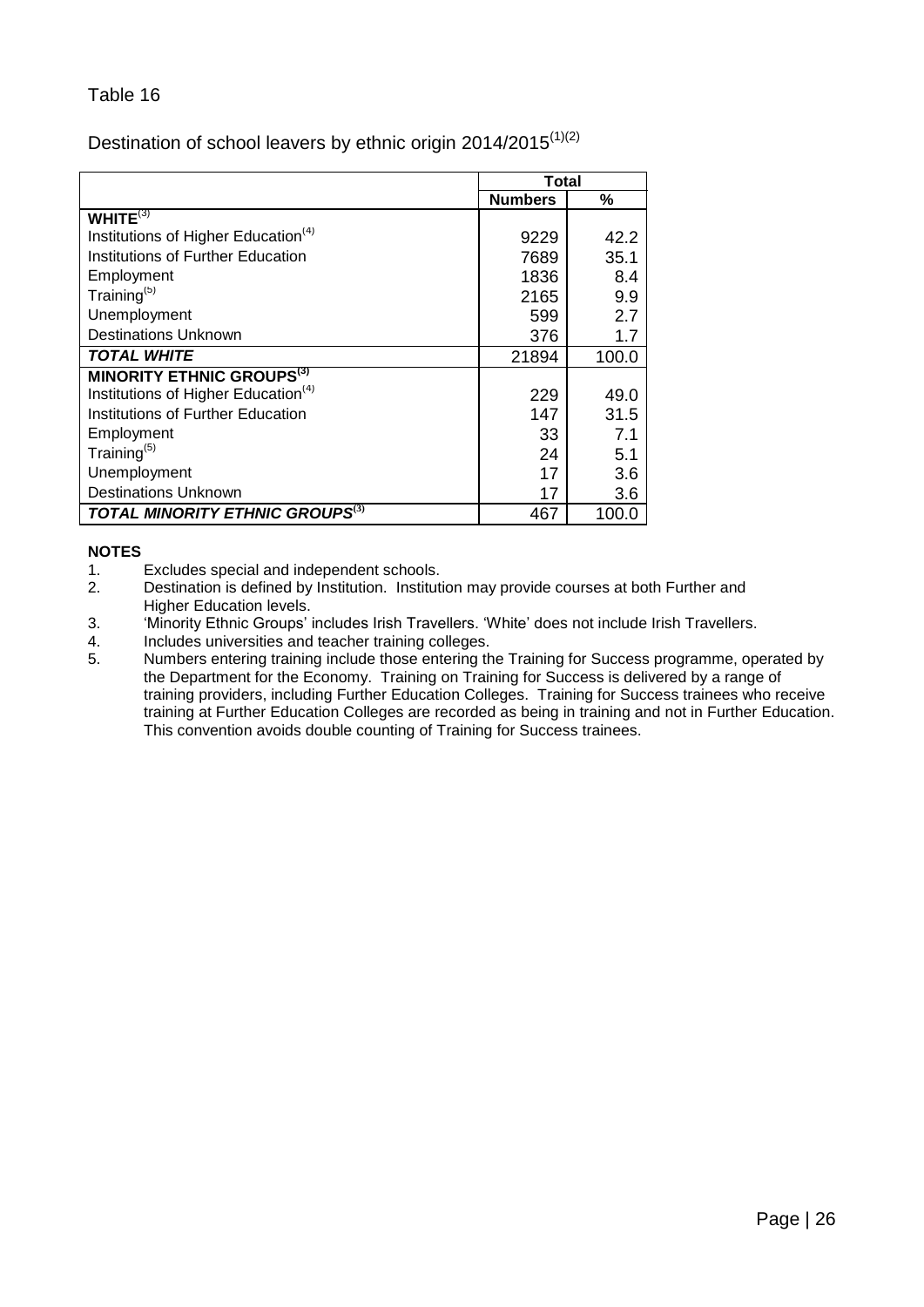Table 16

Destination of school leavers by ethnic origin 2014/2015[1][2]

| | Total | |
|---|---|---|
| | **Numbers** | **%** |
| **WHITE[3]** | | |
| Institutions of Higher Education[4] | 9229 | 42.2 |
| Institutions of Further Education | 7689 | 35.1 |
| Employment | 1836 | 8.4 |
| Training[5] | 2165 | 9.9 |
| Unemployment | 599 | 2.7 |
| Destinations Unknown | 376 | 1.7 |
| ***TOTAL WHITE*** | 21894 | 100.0 |
| **MINORITY ETHNIC GROUPS[3]** | | |
| Institutions of Higher Education[4] | 229 | 49.0 |
| Institutions of Further Education | 147 | 31.5 |
| Employment | 33 | 7.1 |
| Training[5] | 24 | 5.1 |
| Unemployment | 17 | 3.6 |
| Destinations Unknown | 17 | 3.6 |
| ***TOTAL MINORITY ETHNIC GROUPS[3]*** | 467 | 100.0 |

**NOTES**

1. Excludes special and independent schools.
2. Destination is defined by Institution. Institution may provide courses at both Further and Higher Education levels.
3. 'Minority Ethnic Groups' includes Irish Travellers. 'White' does not include Irish Travellers.
4. Includes universities and teacher training colleges.
5. Numbers entering training include those entering the Training for Success programme, operated by the Department for the Economy. Training on Training for Success is delivered by a range of training providers, including Further Education Colleges. Training for Success trainees who receive training at Further Education Colleges are recorded as being in training and not in Further Education. This convention avoids double counting of Training for Success trainees.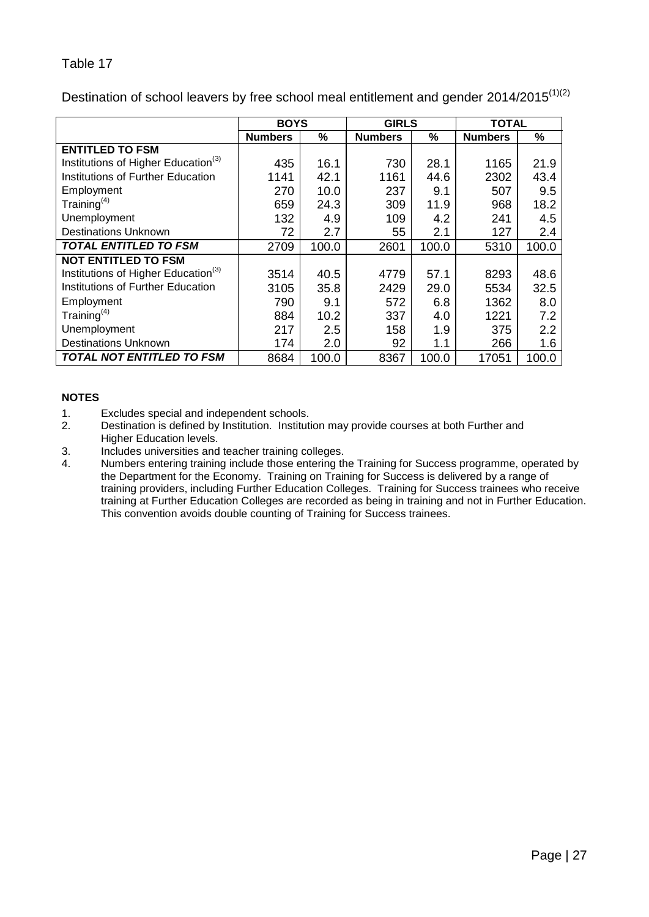Table 17

Destination of school leavers by free school meal entitlement and gender 2014/2015[1][2]

| | BOYS | | GIRLS | | TOTAL | |
|---|---|---|---|---|---|---|
| | **Numbers** | **%** | **Numbers** | **%** | **Numbers** | **%** |
| **ENTITLED TO FSM** | | | | | | |
| Institutions of Higher Education[3] | 435 | 16.1 | 730 | 28.1 | 1165 | 21.9 |
| Institutions of Further Education | 1141 | 42.1 | 1161 | 44.6 | 2302 | 43.4 |
| Employment | 270 | 10.0 | 237 | 9.1 | 507 | 9.5 |
| Training[4] | 659 | 24.3 | 309 | 11.9 | 968 | 18.2 |
| Unemployment | 132 | 4.9 | 109 | 4.2 | 241 | 4.5 |
| Destinations Unknown | 72 | 2.7 | 55 | 2.1 | 127 | 2.4 |
| ***TOTAL ENTITLED TO FSM*** | 2709 | 100.0 | 2601 | 100.0 | 5310 | 100.0 |
| **NOT ENTITLED TO FSM** | | | | | | |
| Institutions of Higher Education[3] | 3514 | 40.5 | 4779 | 57.1 | 8293 | 48.6 |
| Institutions of Further Education | 3105 | 35.8 | 2429 | 29.0 | 5534 | 32.5 |
| Employment | 790 | 9.1 | 572 | 6.8 | 1362 | 8.0 |
| Training[4] | 884 | 10.2 | 337 | 4.0 | 1221 | 7.2 |
| Unemployment | 217 | 2.5 | 158 | 1.9 | 375 | 2.2 |
| Destinations Unknown | 174 | 2.0 | 92 | 1.1 | 266 | 1.6 |
| ***TOTAL NOT ENTITLED TO FSM*** | 8684 | 100.0 | 8367 | 100.0 | 17051 | 100.0 |

**NOTES**

1. Excludes special and independent schools.
2. Destination is defined by Institution. Institution may provide courses at both Further and Higher Education levels.
3. Includes universities and teacher training colleges.
4. Numbers entering training include those entering the Training for Success programme, operated by the Department for the Economy. Training on Training for Success is delivered by a range of training providers, including Further Education Colleges. Training for Success trainees who receive training at Further Education Colleges are recorded as being in training and not in Further Education. This convention avoids double counting of Training for Success trainees.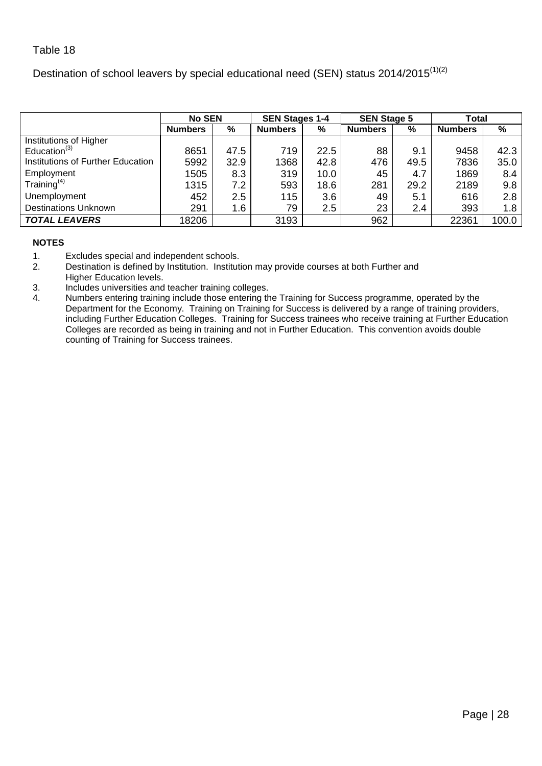Table 18

Destination of school leavers by special educational need (SEN) status 2014/2015[1][2]

| | No SEN | | SEN Stages 1-4 | | SEN Stage 5 | | Total | |
|---|---|---|---|---|---|---|---|---|
| | Numbers | % | Numbers | % | Numbers | % | Numbers | % |
| Institutions of Higher Education[3] | 8651 | 47.5 | 719 | 22.5 | 88 | 9.1 | 9458 | 42.3 |
| Institutions of Further Education | 5992 | 32.9 | 1368 | 42.8 | 476 | 49.5 | 7836 | 35.0 |
| Employment | 1505 | 8.3 | 319 | 10.0 | 45 | 4.7 | 1869 | 8.4 |
| Training[4] | 1315 | 7.2 | 593 | 18.6 | 281 | 29.2 | 2189 | 9.8 |
| Unemployment | 452 | 2.5 | 115 | 3.6 | 49 | 5.1 | 616 | 2.8 |
| Destinations Unknown | 291 | 1.6 | 79 | 2.5 | 23 | 2.4 | 393 | 1.8 |
| ***TOTAL LEAVERS*** | 18206 | | 3193 | | 962 | | 22361 | 100.0 |

**NOTES**

1. Excludes special and independent schools.
2. Destination is defined by Institution. Institution may provide courses at both Further and Higher Education levels.
3. Includes universities and teacher training colleges.
4. Numbers entering training include those entering the Training for Success programme, operated by the Department for the Economy. Training on Training for Success is delivered by a range of training providers, including Further Education Colleges. Training for Success trainees who receive training at Further Education Colleges are recorded as being in training and not in Further Education. This convention avoids double counting of Training for Success trainees.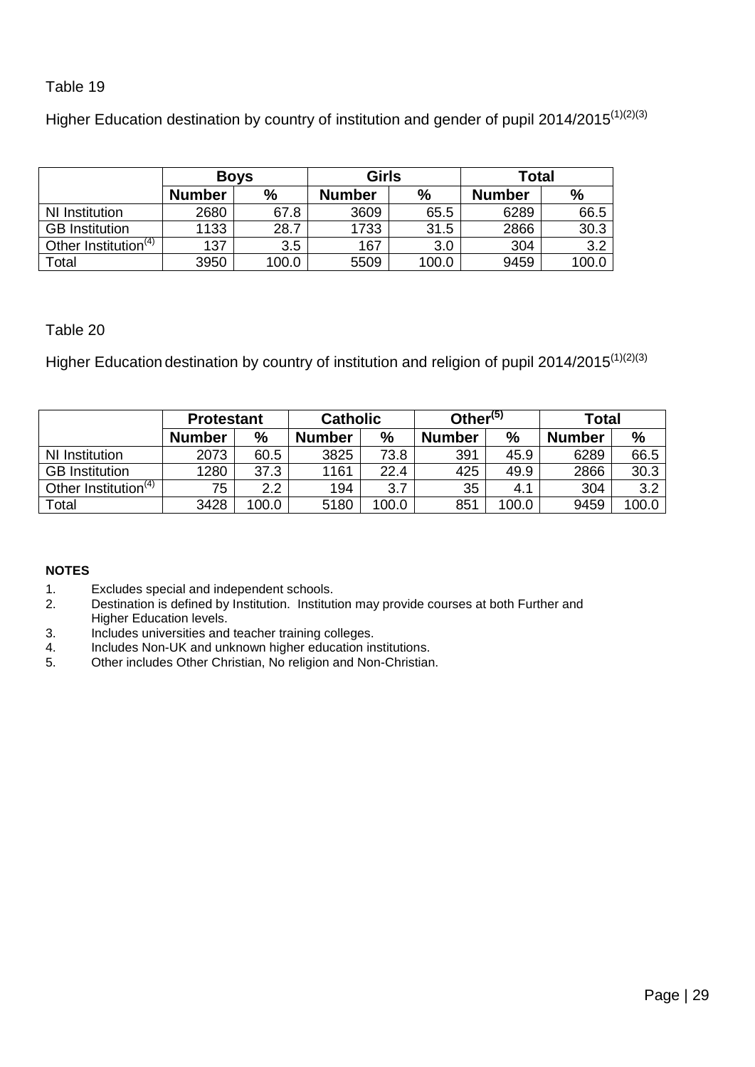Table 19

Higher Education destination by country of institution and gender of pupil 2014/2015[(1)(2)(3)]

| | Boys | | Girls | | Total | |
|---|---|---|---|---|---|---|
| | Number | % | Number | % | Number | % |
| NI Institution | 2680 | 67.8 | 3609 | 65.5 | 6289 | 66.5 |
| GB Institution | 1133 | 28.7 | 1733 | 31.5 | 2866 | 30.3 |
| Other Institution[(4)] | 137 | 3.5 | 167 | 3.0 | 304 | 3.2 |
| Total | 3950 | 100.0 | 5509 | 100.0 | 9459 | 100.0 |

Table 20

Higher Education destination by country of institution and religion of pupil 2014/2015[(1)(2)(3)]

| | Protestant | | Catholic | | Other[(5)] | | Total | |
|---|---|---|---|---|---|---|---|---|
| | Number | % | Number | % | Number | % | Number | % |
| NI Institution | 2073 | 60.5 | 3825 | 73.8 | 391 | 45.9 | 6289 | 66.5 |
| GB Institution | 1280 | 37.3 | 1161 | 22.4 | 425 | 49.9 | 2866 | 30.3 |
| Other Institution[(4)] | 75 | 2.2 | 194 | 3.7 | 35 | 4.1 | 304 | 3.2 |
| Total | 3428 | 100.0 | 5180 | 100.0 | 851 | 100.0 | 9459 | 100.0 |

**NOTES**

1. Excludes special and independent schools.
2. Destination is defined by Institution. Institution may provide courses at both Further and Higher Education levels.
3. Includes universities and teacher training colleges.
4. Includes Non-UK and unknown higher education institutions.
5. Other includes Other Christian, No religion and Non-Christian.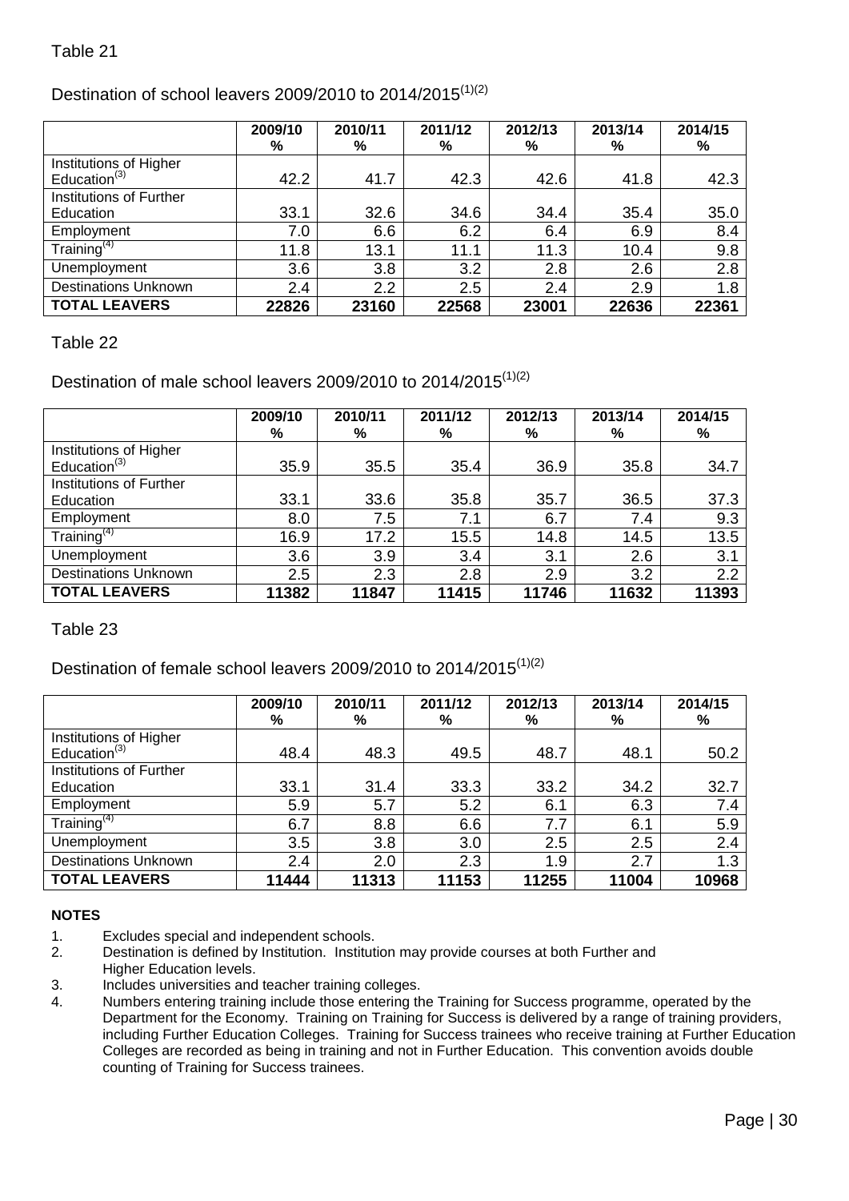Table 21

Destination of school leavers 2009/2010 to 2014/2015[(1)(2)]

| | 2009/10 % | 2010/11 % | 2011/12 % | 2012/13 % | 2013/14 % | 2014/15 % |
|---|---|---|---|---|---|---|
| Institutions of Higher Education[(3)] | 42.2 | 41.7 | 42.3 | 42.6 | 41.8 | 42.3 |
| Institutions of Further Education | 33.1 | 32.6 | 34.6 | 34.4 | 35.4 | 35.0 |
| Employment | 7.0 | 6.6 | 6.2 | 6.4 | 6.9 | 8.4 |
| Training[(4)] | 11.8 | 13.1 | 11.1 | 11.3 | 10.4 | 9.8 |
| Unemployment | 3.6 | 3.8 | 3.2 | 2.8 | 2.6 | 2.8 |
| Destinations Unknown | 2.4 | 2.2 | 2.5 | 2.4 | 2.9 | 1.8 |
| **TOTAL LEAVERS** | **22826** | **23160** | **22568** | **23001** | **22636** | **22361** |

Table 22

Destination of male school leavers 2009/2010 to 2014/2015[(1)(2)]

| | 2009/10 % | 2010/11 % | 2011/12 % | 2012/13 % | 2013/14 % | 2014/15 % |
|---|---|---|---|---|---|---|
| Institutions of Higher Education[(3)] | 35.9 | 35.5 | 35.4 | 36.9 | 35.8 | 34.7 |
| Institutions of Further Education | 33.1 | 33.6 | 35.8 | 35.7 | 36.5 | 37.3 |
| Employment | 8.0 | 7.5 | 7.1 | 6.7 | 7.4 | 9.3 |
| Training[(4)] | 16.9 | 17.2 | 15.5 | 14.8 | 14.5 | 13.5 |
| Unemployment | 3.6 | 3.9 | 3.4 | 3.1 | 2.6 | 3.1 |
| Destinations Unknown | 2.5 | 2.3 | 2.8 | 2.9 | 3.2 | 2.2 |
| **TOTAL LEAVERS** | **11382** | **11847** | **11415** | **11746** | **11632** | **11393** |

Table 23

Destination of female school leavers 2009/2010 to 2014/2015[(1)(2)]

| | 2009/10 % | 2010/11 % | 2011/12 % | 2012/13 % | 2013/14 % | 2014/15 % |
|---|---|---|---|---|---|---|
| Institutions of Higher Education[(3)] | 48.4 | 48.3 | 49.5 | 48.7 | 48.1 | 50.2 |
| Institutions of Further Education | 33.1 | 31.4 | 33.3 | 33.2 | 34.2 | 32.7 |
| Employment | 5.9 | 5.7 | 5.2 | 6.1 | 6.3 | 7.4 |
| Training[(4)] | 6.7 | 8.8 | 6.6 | 7.7 | 6.1 | 5.9 |
| Unemployment | 3.5 | 3.8 | 3.0 | 2.5 | 2.5 | 2.4 |
| Destinations Unknown | 2.4 | 2.0 | 2.3 | 1.9 | 2.7 | 1.3 |
| **TOTAL LEAVERS** | **11444** | **11313** | **11153** | **11255** | **11004** | **10968** |

**NOTES**

1. Excludes special and independent schools.
2. Destination is defined by Institution. Institution may provide courses at both Further and Higher Education levels.
3. Includes universities and teacher training colleges.
4. Numbers entering training include those entering the Training for Success programme, operated by the Department for the Economy. Training on Training for Success is delivered by a range of training providers, including Further Education Colleges. Training for Success trainees who receive training at Further Education Colleges are recorded as being in training and not in Further Education. This convention avoids double counting of Training for Success trainees.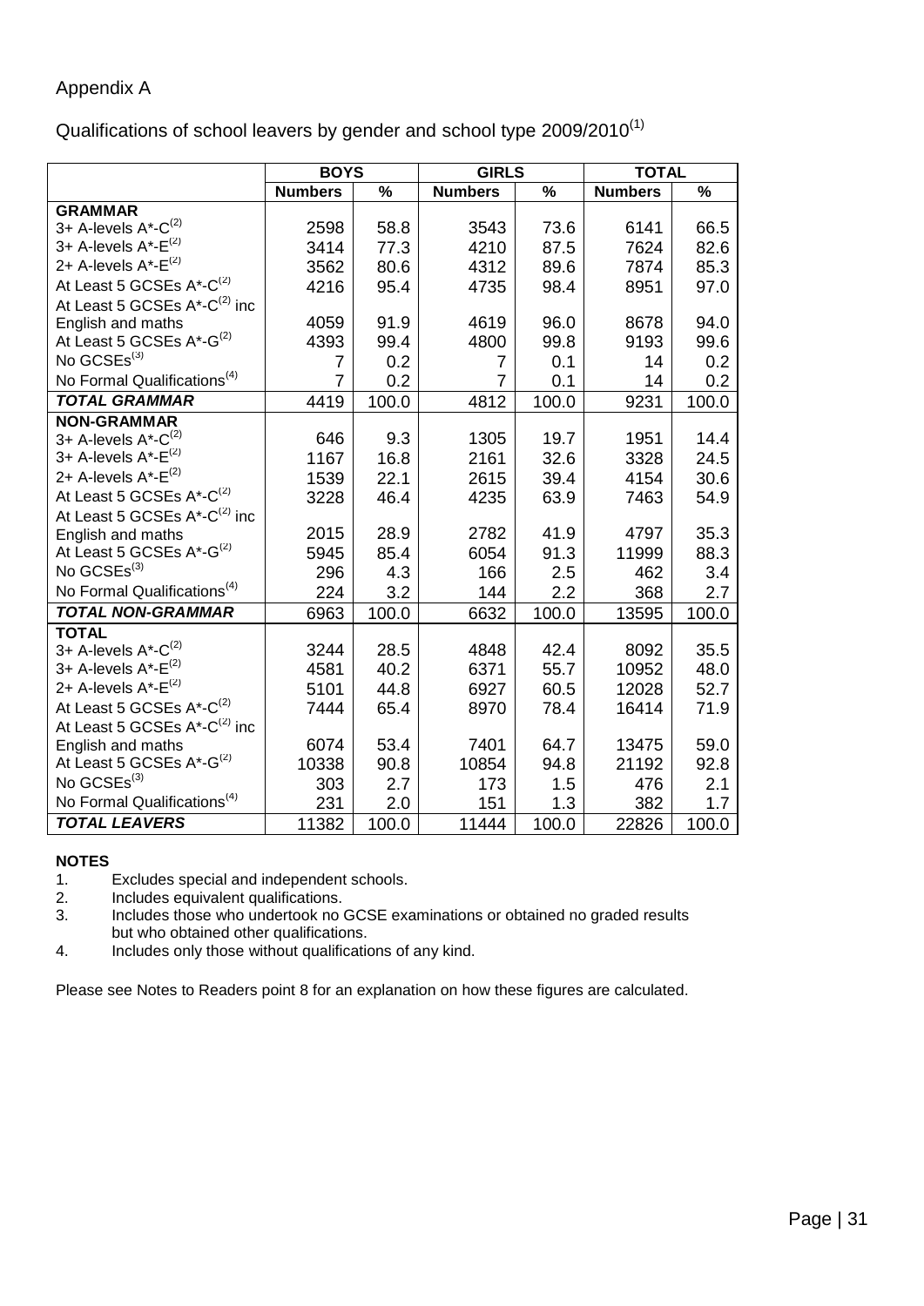Appendix A

Qualifications of school leavers by gender and school type 2009/2010[1]

| | BOYS | | GIRLS | | TOTAL | |
|---|---|---|---|---|---|---|
| | Numbers | % | Numbers | % | Numbers | % |
| **GRAMMAR** | | | | | | |
| 3+ A-levels A*-C[2] | 2598 | 58.8 | 3543 | 73.6 | 6141 | 66.5 |
| 3+ A-levels A*-E[2] | 3414 | 77.3 | 4210 | 87.5 | 7624 | 82.6 |
| 2+ A-levels A*-E[2] | 3562 | 80.6 | 4312 | 89.6 | 7874 | 85.3 |
| At Least 5 GCSEs A*-C[2] | 4216 | 95.4 | 4735 | 98.4 | 8951 | 97.0 |
| At Least 5 GCSEs A*-C[2] inc English and maths | 4059 | 91.9 | 4619 | 96.0 | 8678 | 94.0 |
| At Least 5 GCSEs A*-G[2] | 4393 | 99.4 | 4800 | 99.8 | 9193 | 99.6 |
| No GCSEs[3] | 7 | 0.2 | 7 | 0.1 | 14 | 0.2 |
| No Formal Qualifications[4] | 7 | 0.2 | 7 | 0.1 | 14 | 0.2 |
| ***TOTAL GRAMMAR*** | 4419 | 100.0 | 4812 | 100.0 | 9231 | 100.0 |
| **NON-GRAMMAR** | | | | | | |
| 3+ A-levels A*-C[2] | 646 | 9.3 | 1305 | 19.7 | 1951 | 14.4 |
| 3+ A-levels A*-E[2] | 1167 | 16.8 | 2161 | 32.6 | 3328 | 24.5 |
| 2+ A-levels A*-E[2] | 1539 | 22.1 | 2615 | 39.4 | 4154 | 30.6 |
| At Least 5 GCSEs A*-C[2] | 3228 | 46.4 | 4235 | 63.9 | 7463 | 54.9 |
| At Least 5 GCSEs A*-C[2] inc English and maths | 2015 | 28.9 | 2782 | 41.9 | 4797 | 35.3 |
| At Least 5 GCSEs A*-G[2] | 5945 | 85.4 | 6054 | 91.3 | 11999 | 88.3 |
| No GCSEs[3] | 296 | 4.3 | 166 | 2.5 | 462 | 3.4 |
| No Formal Qualifications[4] | 224 | 3.2 | 144 | 2.2 | 368 | 2.7 |
| ***TOTAL NON-GRAMMAR*** | 6963 | 100.0 | 6632 | 100.0 | 13595 | 100.0 |
| **TOTAL** | | | | | | |
| 3+ A-levels A*-C[2] | 3244 | 28.5 | 4848 | 42.4 | 8092 | 35.5 |
| 3+ A-levels A*-E[2] | 4581 | 40.2 | 6371 | 55.7 | 10952 | 48.0 |
| 2+ A-levels A*-E[2] | 5101 | 44.8 | 6927 | 60.5 | 12028 | 52.7 |
| At Least 5 GCSEs A*-C[2] | 7444 | 65.4 | 8970 | 78.4 | 16414 | 71.9 |
| At Least 5 GCSEs A*-C[2] inc English and maths | 6074 | 53.4 | 7401 | 64.7 | 13475 | 59.0 |
| At Least 5 GCSEs A*-G[2] | 10338 | 90.8 | 10854 | 94.8 | 21192 | 92.8 |
| No GCSEs[3] | 303 | 2.7 | 173 | 1.5 | 476 | 2.1 |
| No Formal Qualifications[4] | 231 | 2.0 | 151 | 1.3 | 382 | 1.7 |
| ***TOTAL LEAVERS*** | 11382 | 100.0 | 11444 | 100.0 | 22826 | 100.0 |

**NOTES**

1. Excludes special and independent schools.
2. Includes equivalent qualifications.
3. Includes those who undertook no GCSE examinations or obtained no graded results but who obtained other qualifications.
4. Includes only those without qualifications of any kind.

Please see Notes to Readers point 8 for an explanation on how these figures are calculated.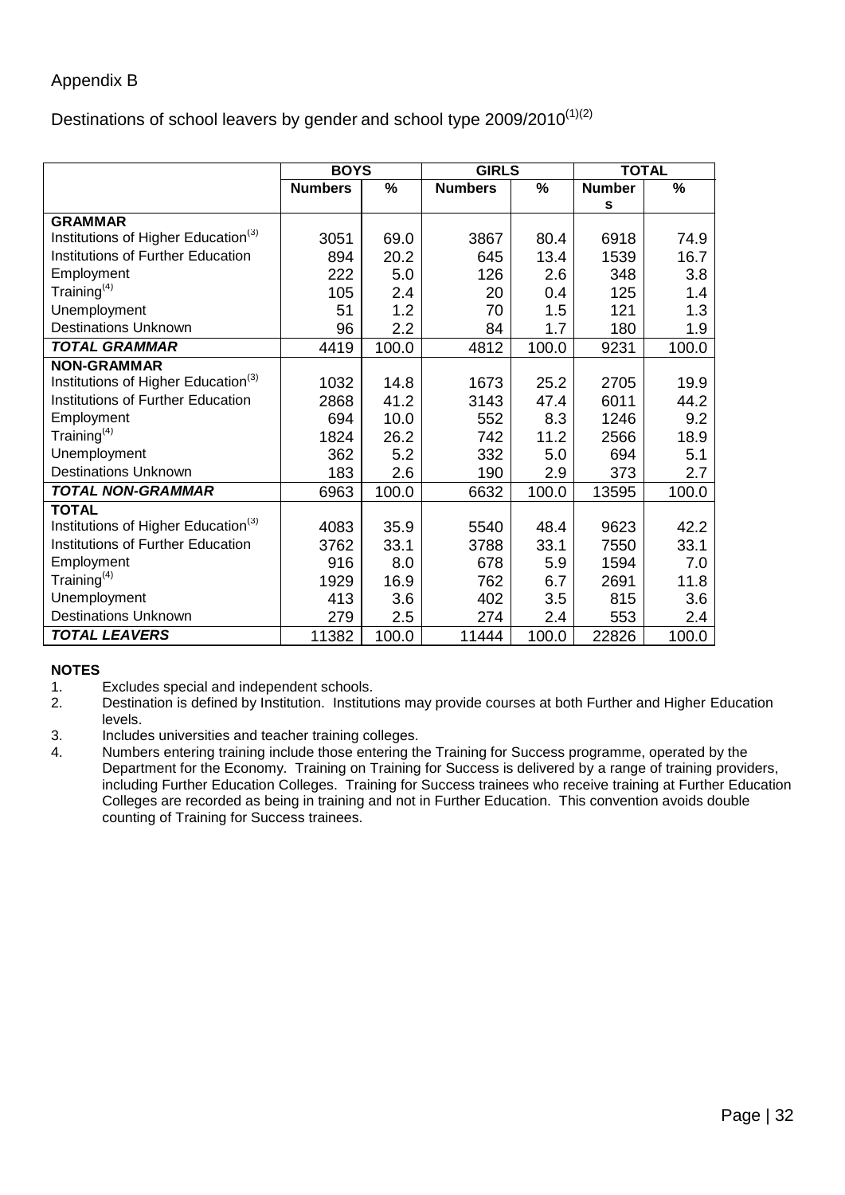Appendix B

Destinations of school leavers by gender and school type 2009/2010[(1)(2)]

| | BOYS | | GIRLS | | TOTAL | |
|---|---|---|---|---|---|---|
| | Numbers | % | Numbers | % | Numbers | % |
| **GRAMMAR** | | | | | | |
| Institutions of Higher Education[(3)] | 3051 | 69.0 | 3867 | 80.4 | 6918 | 74.9 |
| Institutions of Further Education | 894 | 20.2 | 645 | 13.4 | 1539 | 16.7 |
| Employment | 222 | 5.0 | 126 | 2.6 | 348 | 3.8 |
| Training[(4)] | 105 | 2.4 | 20 | 0.4 | 125 | 1.4 |
| Unemployment | 51 | 1.2 | 70 | 1.5 | 121 | 1.3 |
| Destinations Unknown | 96 | 2.2 | 84 | 1.7 | 180 | 1.9 |
| ***TOTAL GRAMMAR*** | 4419 | 100.0 | 4812 | 100.0 | 9231 | 100.0 |
| **NON-GRAMMAR** | | | | | | |
| Institutions of Higher Education[(3)] | 1032 | 14.8 | 1673 | 25.2 | 2705 | 19.9 |
| Institutions of Further Education | 2868 | 41.2 | 3143 | 47.4 | 6011 | 44.2 |
| Employment | 694 | 10.0 | 552 | 8.3 | 1246 | 9.2 |
| Training[(4)] | 1824 | 26.2 | 742 | 11.2 | 2566 | 18.9 |
| Unemployment | 362 | 5.2 | 332 | 5.0 | 694 | 5.1 |
| Destinations Unknown | 183 | 2.6 | 190 | 2.9 | 373 | 2.7 |
| ***TOTAL NON-GRAMMAR*** | 6963 | 100.0 | 6632 | 100.0 | 13595 | 100.0 |
| **TOTAL** | | | | | | |
| Institutions of Higher Education[(3)] | 4083 | 35.9 | 5540 | 48.4 | 9623 | 42.2 |
| Institutions of Further Education | 3762 | 33.1 | 3788 | 33.1 | 7550 | 33.1 |
| Employment | 916 | 8.0 | 678 | 5.9 | 1594 | 7.0 |
| Training[(4)] | 1929 | 16.9 | 762 | 6.7 | 2691 | 11.8 |
| Unemployment | 413 | 3.6 | 402 | 3.5 | 815 | 3.6 |
| Destinations Unknown | 279 | 2.5 | 274 | 2.4 | 553 | 2.4 |
| ***TOTAL LEAVERS*** | 11382 | 100.0 | 11444 | 100.0 | 22826 | 100.0 |

**NOTES**

1. Excludes special and independent schools.
2. Destination is defined by Institution. Institutions may provide courses at both Further and Higher Education levels.
3. Includes universities and teacher training colleges.
4. Numbers entering training include those entering the Training for Success programme, operated by the Department for the Economy. Training on Training for Success is delivered by a range of training providers, including Further Education Colleges. Training for Success trainees who receive training at Further Education Colleges are recorded as being in training and not in Further Education. This convention avoids double counting of Training for Success trainees.